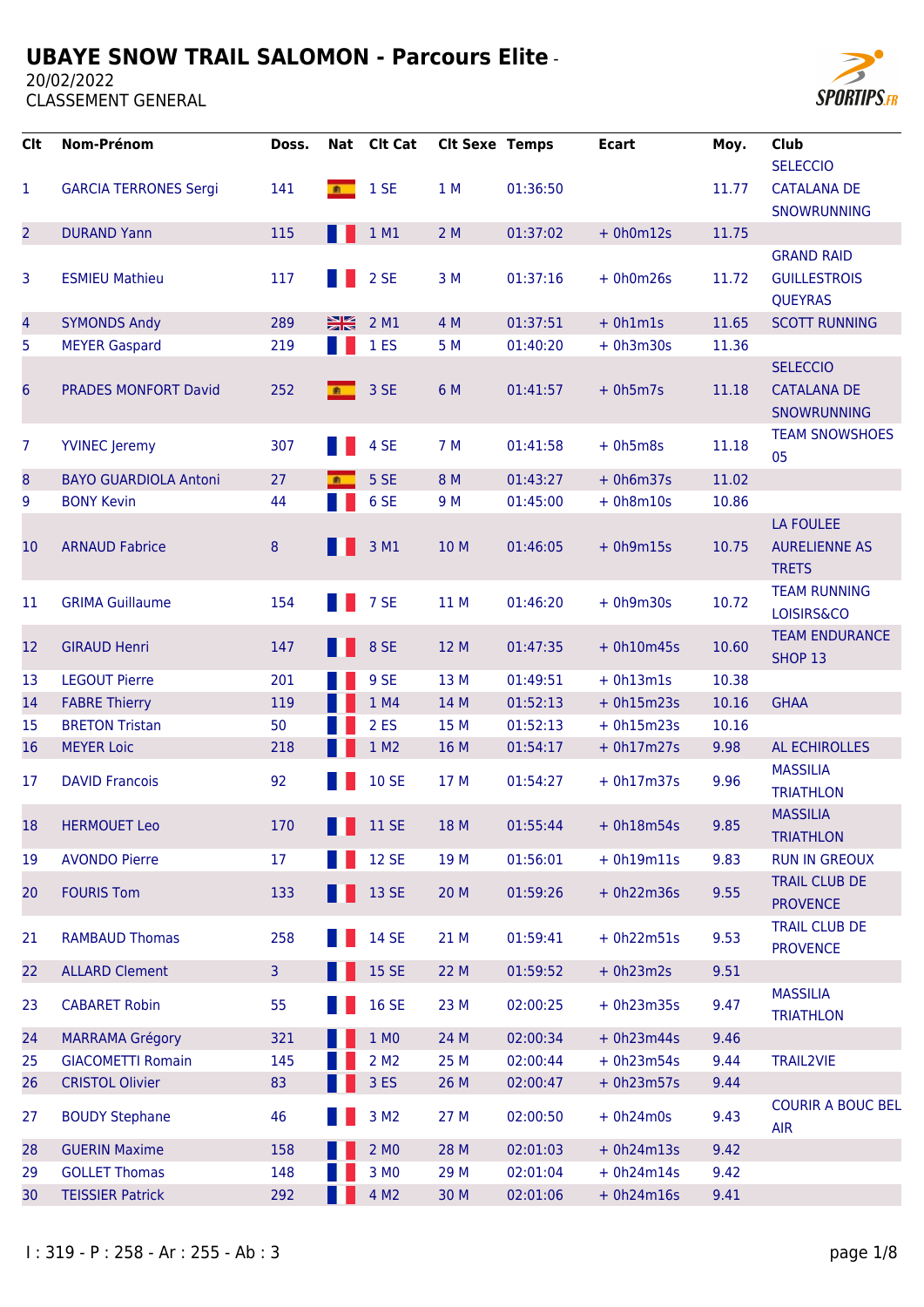# UBAYE SNOW TRAIL SALOMON - Parcours Elite -

20/02/2022

CLASSEMENT GENERAL

| Clt | Nom-Prénom | Doss. | Nat | Clt Cat | Clt Sexe | Temps | Ecart | Moy. | Club |
|---|---|---|---|---|---|---|---|---|---|
| 1 | GARCIA TERRONES Sergi | 141 | ESP | 1 SE | 1 M | 01:36:50 | | 11.77 | SELECCIO CATALANA DE SNOWRUNNING |
| 2 | DURAND Yann | 115 | FRA | 1 M1 | 2 M | 01:37:02 | + 0h0m12s | 11.75 | |
| 3 | ESMIEU Mathieu | 117 | FRA | 2 SE | 3 M | 01:37:16 | + 0h0m26s | 11.72 | GRAND RAID GUILLESTROIS QUEYRAS |
| 4 | SYMONDS Andy | 289 | GBR | 2 M1 | 4 M | 01:37:51 | + 0h1m1s | 11.65 | SCOTT RUNNING |
| 5 | MEYER Gaspard | 219 | FRA | 1 ES | 5 M | 01:40:20 | + 0h3m30s | 11.36 | |
| 6 | PRADES MONFORT David | 252 | ESP | 3 SE | 6 M | 01:41:57 | + 0h5m7s | 11.18 | SELECCIO CATALANA DE SNOWRUNNING |
| 7 | YVINEC Jeremy | 307 | FRA | 4 SE | 7 M | 01:41:58 | + 0h5m8s | 11.18 | TEAM SNOWSHOES 05 |
| 8 | BAYO GUARDIOLA Antoni | 27 | ESP | 5 SE | 8 M | 01:43:27 | + 0h6m37s | 11.02 | |
| 9 | BONY Kevin | 44 | FRA | 6 SE | 9 M | 01:45:00 | + 0h8m10s | 10.86 | |
| 10 | ARNAUD Fabrice | 8 | FRA | 3 M1 | 10 M | 01:46:05 | + 0h9m15s | 10.75 | LA FOULEE AURELIENNE AS TRETS |
| 11 | GRIMA Guillaume | 154 | FRA | 7 SE | 11 M | 01:46:20 | + 0h9m30s | 10.72 | TEAM RUNNING LOISIRS&CO |
| 12 | GIRAUD Henri | 147 | FRA | 8 SE | 12 M | 01:47:35 | + 0h10m45s | 10.60 | TEAM ENDURANCE SHOP 13 |
| 13 | LEGOUT Pierre | 201 | FRA | 9 SE | 13 M | 01:49:51 | + 0h13m1s | 10.38 | |
| 14 | FABRE Thierry | 119 | FRA | 1 M4 | 14 M | 01:52:13 | + 0h15m23s | 10.16 | GHAA |
| 15 | BRETON Tristan | 50 | FRA | 2 ES | 15 M | 01:52:13 | + 0h15m23s | 10.16 | |
| 16 | MEYER Loic | 218 | FRA | 1 M2 | 16 M | 01:54:17 | + 0h17m27s | 9.98 | AL ECHIROLLES |
| 17 | DAVID Francois | 92 | FRA | 10 SE | 17 M | 01:54:27 | + 0h17m37s | 9.96 | MASSILIA TRIATHLON |
| 18 | HERMOUET Leo | 170 | FRA | 11 SE | 18 M | 01:55:44 | + 0h18m54s | 9.85 | MASSILIA TRIATHLON |
| 19 | AVONDO Pierre | 17 | FRA | 12 SE | 19 M | 01:56:01 | + 0h19m11s | 9.83 | RUN IN GREOUX |
| 20 | FOURIS Tom | 133 | FRA | 13 SE | 20 M | 01:59:26 | + 0h22m36s | 9.55 | TRAIL CLUB DE PROVENCE |
| 21 | RAMBAUD Thomas | 258 | FRA | 14 SE | 21 M | 01:59:41 | + 0h22m51s | 9.53 | TRAIL CLUB DE PROVENCE |
| 22 | ALLARD Clement | 3 | FRA | 15 SE | 22 M | 01:59:52 | + 0h23m2s | 9.51 | |
| 23 | CABARET Robin | 55 | FRA | 16 SE | 23 M | 02:00:25 | + 0h23m35s | 9.47 | MASSILIA TRIATHLON |
| 24 | MARRAMA Grégory | 321 | FRA | 1 M0 | 24 M | 02:00:34 | + 0h23m44s | 9.46 | |
| 25 | GIACOMETTI Romain | 145 | FRA | 2 M2 | 25 M | 02:00:44 | + 0h23m54s | 9.44 | TRAIL2VIE |
| 26 | CRISTOL Olivier | 83 | FRA | 3 ES | 26 M | 02:00:47 | + 0h23m57s | 9.44 | |
| 27 | BOUDY Stephane | 46 | FRA | 3 M2 | 27 M | 02:00:50 | + 0h24m0s | 9.43 | COURIR A BOUC BEL AIR |
| 28 | GUERIN Maxime | 158 | FRA | 2 M0 | 28 M | 02:01:03 | + 0h24m13s | 9.42 | |
| 29 | GOLLET Thomas | 148 | FRA | 3 M0 | 29 M | 02:01:04 | + 0h24m14s | 9.42 | |
| 30 | TEISSIER Patrick | 292 | FRA | 4 M2 | 30 M | 02:01:06 | + 0h24m16s | 9.41 | |

I : 319 - P : 258 - Ar : 255 - Ab : 3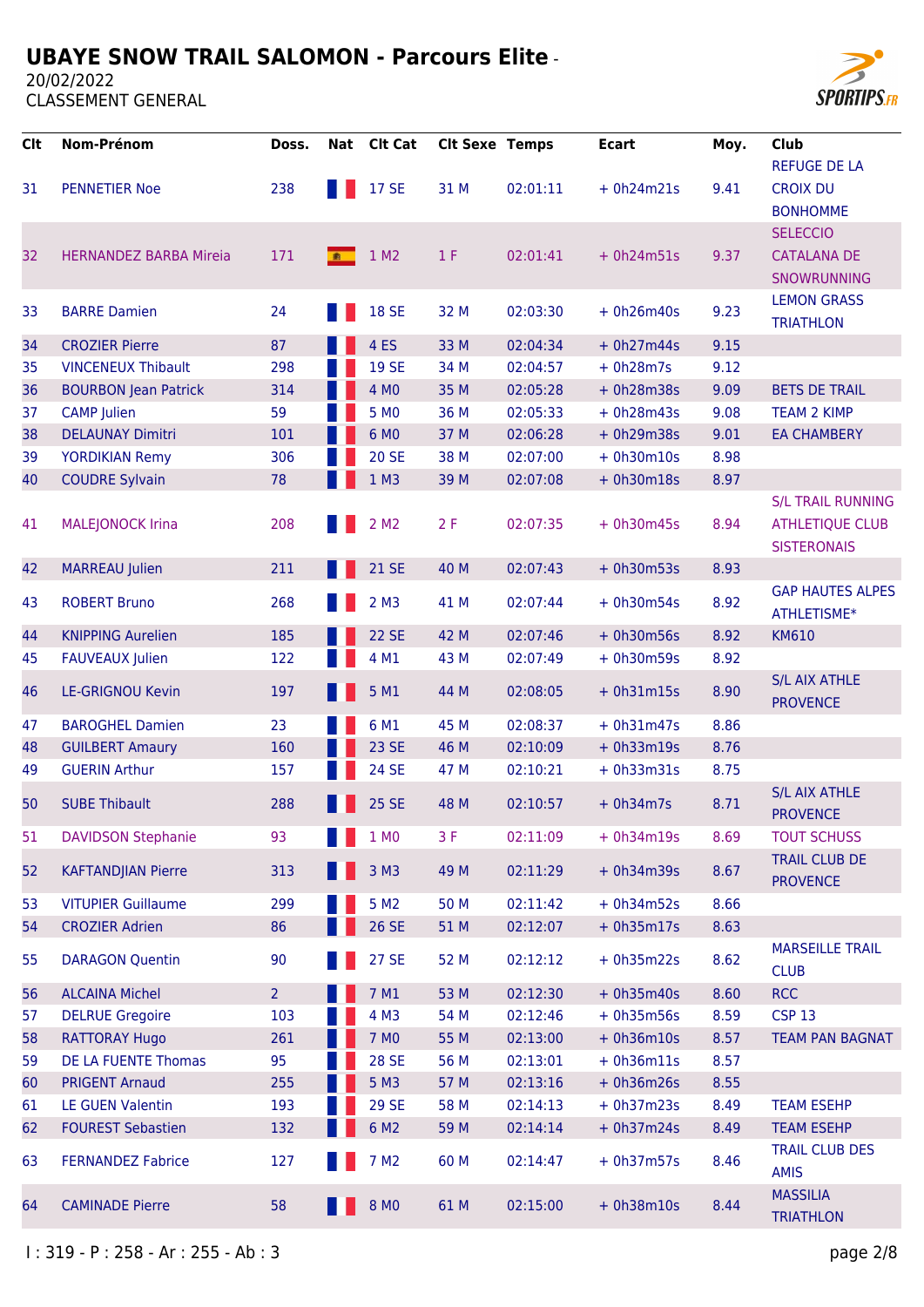# UBAYE SNOW TRAIL SALOMON - Parcours Elite -

20/02/2022

CLASSEMENT GENERAL

| Clt | Nom-Prénom | Doss. | Nat | Clt Cat | Clt Sexe | Temps | Ecart | Moy. | Club |
|---|---|---|---|---|---|---|---|---|---|
| 31 | PENNETIER Noe | 238 | | 17 SE | 31 M | 02:01:11 | + 0h24m21s | 9.41 | REFUGE DE LA CROIX DU BONHOMME |
| 32 | HERNANDEZ BARBA Mireia | 171 | | 1 M2 | 1 F | 02:01:41 | + 0h24m51s | 9.37 | SELECCIO CATALANA DE SNOWRUNNING |
| 33 | BARRE Damien | 24 | | 18 SE | 32 M | 02:03:30 | + 0h26m40s | 9.23 | LEMON GRASS TRIATHLON |
| 34 | CROZIER Pierre | 87 | | 4 ES | 33 M | 02:04:34 | + 0h27m44s | 9.15 | |
| 35 | VINCENEUX Thibault | 298 | | 19 SE | 34 M | 02:04:57 | + 0h28m7s | 9.12 | |
| 36 | BOURBON Jean Patrick | 314 | | 4 M0 | 35 M | 02:05:28 | + 0h28m38s | 9.09 | BETS DE TRAIL |
| 37 | CAMP Julien | 59 | | 5 M0 | 36 M | 02:05:33 | + 0h28m43s | 9.08 | TEAM 2 KIMP |
| 38 | DELAUNAY Dimitri | 101 | | 6 M0 | 37 M | 02:06:28 | + 0h29m38s | 9.01 | EA CHAMBERY |
| 39 | YORDIKIAN Remy | 306 | | 20 SE | 38 M | 02:07:00 | + 0h30m10s | 8.98 | |
| 40 | COUDRE Sylvain | 78 | | 1 M3 | 39 M | 02:07:08 | + 0h30m18s | 8.97 | |
| 41 | MALEJONOCK Irina | 208 | | 2 M2 | 2 F | 02:07:35 | + 0h30m45s | 8.94 | S/L TRAIL RUNNING ATHLETIQUE CLUB SISTERONAIS |
| 42 | MARREAU Julien | 211 | | 21 SE | 40 M | 02:07:43 | + 0h30m53s | 8.93 | |
| 43 | ROBERT Bruno | 268 | | 2 M3 | 41 M | 02:07:44 | + 0h30m54s | 8.92 | GAP HAUTES ALPES ATHLETISME* |
| 44 | KNIPPING Aurelien | 185 | | 22 SE | 42 M | 02:07:46 | + 0h30m56s | 8.92 | KM610 |
| 45 | FAUVEAUX Julien | 122 | | 4 M1 | 43 M | 02:07:49 | + 0h30m59s | 8.92 | |
| 46 | LE-GRIGNOU Kevin | 197 | | 5 M1 | 44 M | 02:08:05 | + 0h31m15s | 8.90 | S/L AIX ATHLE PROVENCE |
| 47 | BAROGHEL Damien | 23 | | 6 M1 | 45 M | 02:08:37 | + 0h31m47s | 8.86 | |
| 48 | GUILBERT Amaury | 160 | | 23 SE | 46 M | 02:10:09 | + 0h33m19s | 8.76 | |
| 49 | GUERIN Arthur | 157 | | 24 SE | 47 M | 02:10:21 | + 0h33m31s | 8.75 | |
| 50 | SUBE Thibault | 288 | | 25 SE | 48 M | 02:10:57 | + 0h34m7s | 8.71 | S/L AIX ATHLE PROVENCE |
| 51 | DAVIDSON Stephanie | 93 | | 1 M0 | 3 F | 02:11:09 | + 0h34m19s | 8.69 | TOUT SCHUSS |
| 52 | KAFTANDJIAN Pierre | 313 | | 3 M3 | 49 M | 02:11:29 | + 0h34m39s | 8.67 | TRAIL CLUB DE PROVENCE |
| 53 | VITUPIER Guillaume | 299 | | 5 M2 | 50 M | 02:11:42 | + 0h34m52s | 8.66 | |
| 54 | CROZIER Adrien | 86 | | 26 SE | 51 M | 02:12:07 | + 0h35m17s | 8.63 | |
| 55 | DARAGON Quentin | 90 | | 27 SE | 52 M | 02:12:12 | + 0h35m22s | 8.62 | MARSEILLE TRAIL CLUB |
| 56 | ALCAINA Michel | 2 | | 7 M1 | 53 M | 02:12:30 | + 0h35m40s | 8.60 | RCC |
| 57 | DELRUE Gregoire | 103 | | 4 M3 | 54 M | 02:12:46 | + 0h35m56s | 8.59 | CSP 13 |
| 58 | RATTORAY Hugo | 261 | | 7 M0 | 55 M | 02:13:00 | + 0h36m10s | 8.57 | TEAM PAN BAGNAT |
| 59 | DE LA FUENTE Thomas | 95 | | 28 SE | 56 M | 02:13:01 | + 0h36m11s | 8.57 | |
| 60 | PRIGENT Arnaud | 255 | | 5 M3 | 57 M | 02:13:16 | + 0h36m26s | 8.55 | |
| 61 | LE GUEN Valentin | 193 | | 29 SE | 58 M | 02:14:13 | + 0h37m23s | 8.49 | TEAM ESEHP |
| 62 | FOUREST Sebastien | 132 | | 6 M2 | 59 M | 02:14:14 | + 0h37m24s | 8.49 | TEAM ESEHP |
| 63 | FERNANDEZ Fabrice | 127 | | 7 M2 | 60 M | 02:14:47 | + 0h37m57s | 8.46 | TRAIL CLUB DES AMIS |
| 64 | CAMINADE Pierre | 58 | | 8 M0 | 61 M | 02:15:00 | + 0h38m10s | 8.44 | MASSILIA TRIATHLON |

I : 319 - P : 258 - Ar : 255 - Ab : 3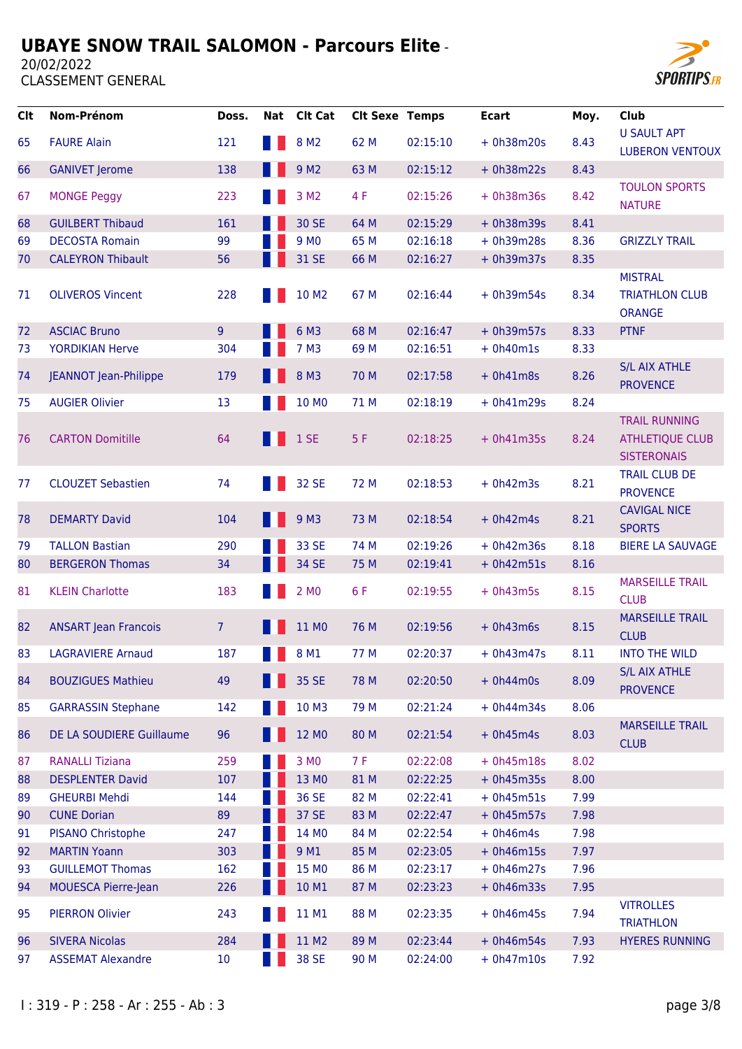# UBAYE SNOW TRAIL SALOMON - Parcours Elite -

20/02/2022

CLASSEMENT GENERAL

| Clt | Nom-Prénom | Doss. | Nat | Clt Cat | Clt Sexe | Temps | Ecart | Moy. | Club |
|---|---|---|---|---|---|---|---|---|---|
| 65 | FAURE Alain | 121 | | 8 M2 | 62 M | 02:15:10 | + 0h38m20s | 8.43 | U SAULT APT LUBERON VENTOUX |
| 66 | GANIVET Jerome | 138 | | 9 M2 | 63 M | 02:15:12 | + 0h38m22s | 8.43 | |
| 67 | MONGE Peggy | 223 | | 3 M2 | 4 F | 02:15:26 | + 0h38m36s | 8.42 | TOULON SPORTS NATURE |
| 68 | GUILBERT Thibaud | 161 | | 30 SE | 64 M | 02:15:29 | + 0h38m39s | 8.41 | |
| 69 | DECOSTA Romain | 99 | | 9 M0 | 65 M | 02:16:18 | + 0h39m28s | 8.36 | GRIZZLY TRAIL |
| 70 | CALEYRON Thibault | 56 | | 31 SE | 66 M | 02:16:27 | + 0h39m37s | 8.35 | |
| 71 | OLIVEROS Vincent | 228 | | 10 M2 | 67 M | 02:16:44 | + 0h39m54s | 8.34 | MISTRAL TRIATHLON CLUB ORANGE |
| 72 | ASCIAC Bruno | 9 | | 6 M3 | 68 M | 02:16:47 | + 0h39m57s | 8.33 | PTNF |
| 73 | YORDIKIAN Herve | 304 | | 7 M3 | 69 M | 02:16:51 | + 0h40m1s | 8.33 | |
| 74 | JEANNOT Jean-Philippe | 179 | | 8 M3 | 70 M | 02:17:58 | + 0h41m8s | 8.26 | S/L AIX ATHLE PROVENCE |
| 75 | AUGIER Olivier | 13 | | 10 M0 | 71 M | 02:18:19 | + 0h41m29s | 8.24 | |
| 76 | CARTON Domitille | 64 | | 1 SE | 5 F | 02:18:25 | + 0h41m35s | 8.24 | TRAIL RUNNING ATHLETIQUE CLUB SISTERONAIS |
| 77 | CLOUZET Sebastien | 74 | | 32 SE | 72 M | 02:18:53 | + 0h42m3s | 8.21 | TRAIL CLUB DE PROVENCE |
| 78 | DEMARTY David | 104 | | 9 M3 | 73 M | 02:18:54 | + 0h42m4s | 8.21 | CAVIGAL NICE SPORTS |
| 79 | TALLON Bastian | 290 | | 33 SE | 74 M | 02:19:26 | + 0h42m36s | 8.18 | BIERE LA SAUVAGE |
| 80 | BERGERON Thomas | 34 | | 34 SE | 75 M | 02:19:41 | + 0h42m51s | 8.16 | |
| 81 | KLEIN Charlotte | 183 | | 2 M0 | 6 F | 02:19:55 | + 0h43m5s | 8.15 | MARSEILLE TRAIL CLUB |
| 82 | ANSART Jean Francois | 7 | | 11 M0 | 76 M | 02:19:56 | + 0h43m6s | 8.15 | MARSEILLE TRAIL CLUB |
| 83 | LAGRAVIERE Arnaud | 187 | | 8 M1 | 77 M | 02:20:37 | + 0h43m47s | 8.11 | INTO THE WILD |
| 84 | BOUZIGUES Mathieu | 49 | | 35 SE | 78 M | 02:20:50 | + 0h44m0s | 8.09 | S/L AIX ATHLE PROVENCE |
| 85 | GARRASSIN Stephane | 142 | | 10 M3 | 79 M | 02:21:24 | + 0h44m34s | 8.06 | |
| 86 | DE LA SOUDIERE Guillaume | 96 | | 12 M0 | 80 M | 02:21:54 | + 0h45m4s | 8.03 | MARSEILLE TRAIL CLUB |
| 87 | RANALLI Tiziana | 259 | | 3 M0 | 7 F | 02:22:08 | + 0h45m18s | 8.02 | |
| 88 | DESPLENTER David | 107 | | 13 M0 | 81 M | 02:22:25 | + 0h45m35s | 8.00 | |
| 89 | GHEURBI Mehdi | 144 | | 36 SE | 82 M | 02:22:41 | + 0h45m51s | 7.99 | |
| 90 | CUNE Dorian | 89 | | 37 SE | 83 M | 02:22:47 | + 0h45m57s | 7.98 | |
| 91 | PISANO Christophe | 247 | | 14 M0 | 84 M | 02:22:54 | + 0h46m4s | 7.98 | |
| 92 | MARTIN Yoann | 303 | | 9 M1 | 85 M | 02:23:05 | + 0h46m15s | 7.97 | |
| 93 | GUILLEMOT Thomas | 162 | | 15 M0 | 86 M | 02:23:17 | + 0h46m27s | 7.96 | |
| 94 | MOUESCA Pierre-Jean | 226 | | 10 M1 | 87 M | 02:23:23 | + 0h46m33s | 7.95 | |
| 95 | PIERRON Olivier | 243 | | 11 M1 | 88 M | 02:23:35 | + 0h46m45s | 7.94 | VITROLLES TRIATHLON |
| 96 | SIVERA Nicolas | 284 | | 11 M2 | 89 M | 02:23:44 | + 0h46m54s | 7.93 | HYERES RUNNING |
| 97 | ASSEMAT Alexandre | 10 | | 38 SE | 90 M | 02:24:00 | + 0h47m10s | 7.92 | |

I : 319 - P : 258 - Ar : 255 - Ab : 3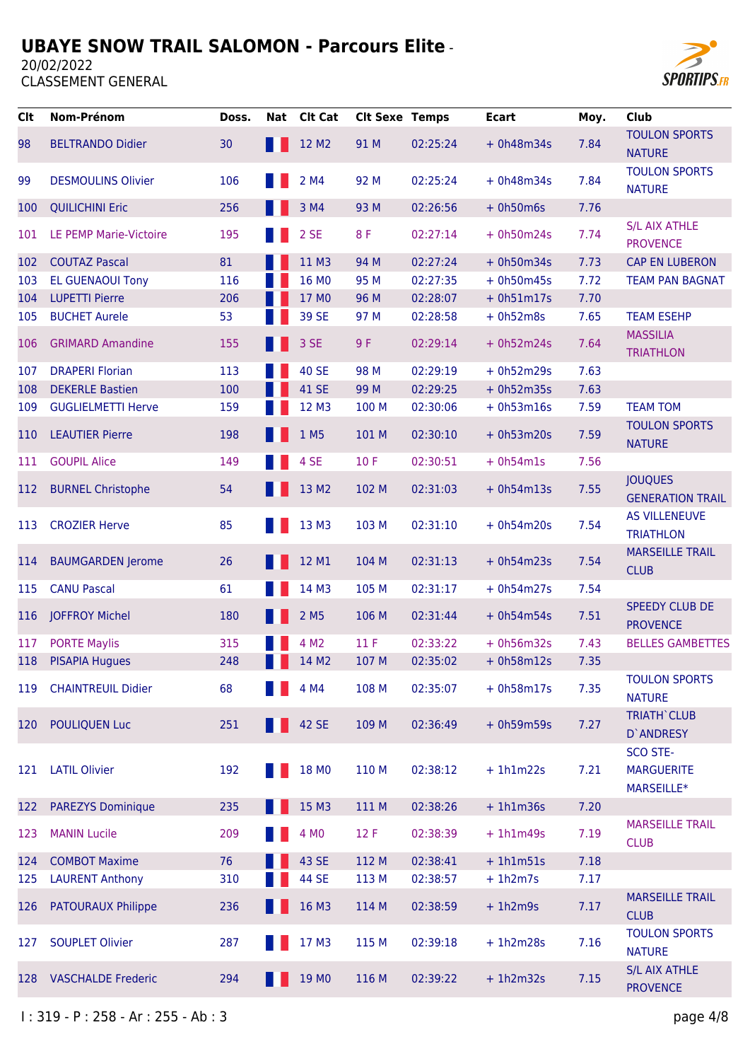# UBAYE SNOW TRAIL SALOMON - Parcours Elite -

20/02/2022

CLASSEMENT GENERAL

| Clt | Nom-Prénom | Doss. | Nat | Clt Cat | Clt Sexe | Temps | Ecart | Moy. | Club |
|---|---|---|---|---|---|---|---|---|---|
| 98 | BELTRANDO Didier | 30 | | 12 M2 | 91 M | 02:25:24 | + 0h48m34s | 7.84 | TOULON SPORTS NATURE |
| 99 | DESMOULINS Olivier | 106 | | 2 M4 | 92 M | 02:25:24 | + 0h48m34s | 7.84 | TOULON SPORTS NATURE |
| 100 | QUILICHINI Eric | 256 | | 3 M4 | 93 M | 02:26:56 | + 0h50m6s | 7.76 | |
| 101 | LE PEMP Marie-Victoire | 195 | | 2 SE | 8 F | 02:27:14 | + 0h50m24s | 7.74 | S/L AIX ATHLE PROVENCE |
| 102 | COUTAZ Pascal | 81 | | 11 M3 | 94 M | 02:27:24 | + 0h50m34s | 7.73 | CAP EN LUBERON |
| 103 | EL GUENAOUI Tony | 116 | | 16 M0 | 95 M | 02:27:35 | + 0h50m45s | 7.72 | TEAM PAN BAGNAT |
| 104 | LUPETTI Pierre | 206 | | 17 M0 | 96 M | 02:28:07 | + 0h51m17s | 7.70 | |
| 105 | BUCHET Aurele | 53 | | 39 SE | 97 M | 02:28:58 | + 0h52m8s | 7.65 | TEAM ESEHP |
| 106 | GRIMARD Amandine | 155 | | 3 SE | 9 F | 02:29:14 | + 0h52m24s | 7.64 | MASSILIA TRIATHLON |
| 107 | DRAPERI Florian | 113 | | 40 SE | 98 M | 02:29:19 | + 0h52m29s | 7.63 | |
| 108 | DEKERLE Bastien | 100 | | 41 SE | 99 M | 02:29:25 | + 0h52m35s | 7.63 | |
| 109 | GUGLIELMETTI Herve | 159 | | 12 M3 | 100 M | 02:30:06 | + 0h53m16s | 7.59 | TEAM TOM |
| 110 | LEAUTIER Pierre | 198 | | 1 M5 | 101 M | 02:30:10 | + 0h53m20s | 7.59 | TOULON SPORTS NATURE |
| 111 | GOUPIL Alice | 149 | | 4 SE | 10 F | 02:30:51 | + 0h54m1s | 7.56 | |
| 112 | BURNEL Christophe | 54 | | 13 M2 | 102 M | 02:31:03 | + 0h54m13s | 7.55 | JOUQUES GENERATION TRAIL |
| 113 | CROZIER Herve | 85 | | 13 M3 | 103 M | 02:31:10 | + 0h54m20s | 7.54 | AS VILLENEUVE TRIATHLON |
| 114 | BAUMGARDEN Jerome | 26 | | 12 M1 | 104 M | 02:31:13 | + 0h54m23s | 7.54 | MARSEILLE TRAIL CLUB |
| 115 | CANU Pascal | 61 | | 14 M3 | 105 M | 02:31:17 | + 0h54m27s | 7.54 | |
| 116 | JOFFROY Michel | 180 | | 2 M5 | 106 M | 02:31:44 | + 0h54m54s | 7.51 | SPEEDY CLUB DE PROVENCE |
| 117 | PORTE Maylis | 315 | | 4 M2 | 11 F | 02:33:22 | + 0h56m32s | 7.43 | BELLES GAMBETTES |
| 118 | PISAPIA Hugues | 248 | | 14 M2 | 107 M | 02:35:02 | + 0h58m12s | 7.35 | |
| 119 | CHAINTREUIL Didier | 68 | | 4 M4 | 108 M | 02:35:07 | + 0h58m17s | 7.35 | TOULON SPORTS NATURE |
| 120 | POULIQUEN Luc | 251 | | 42 SE | 109 M | 02:36:49 | + 0h59m59s | 7.27 | TRIATH`CLUB D`ANDRESY |
| 121 | LATIL Olivier | 192 | | 18 M0 | 110 M | 02:38:12 | + 1h1m22s | 7.21 | SCO STE-MARGUERITE MARSEILLE* |
| 122 | PAREZYS Dominique | 235 | | 15 M3 | 111 M | 02:38:26 | + 1h1m36s | 7.20 | |
| 123 | MANIN Lucile | 209 | | 4 M0 | 12 F | 02:38:39 | + 1h1m49s | 7.19 | MARSEILLE TRAIL CLUB |
| 124 | COMBOT Maxime | 76 | | 43 SE | 112 M | 02:38:41 | + 1h1m51s | 7.18 | |
| 125 | LAURENT Anthony | 310 | | 44 SE | 113 M | 02:38:57 | + 1h2m7s | 7.17 | |
| 126 | PATOURAUX Philippe | 236 | | 16 M3 | 114 M | 02:38:59 | + 1h2m9s | 7.17 | MARSEILLE TRAIL CLUB |
| 127 | SOUPLET Olivier | 287 | | 17 M3 | 115 M | 02:39:18 | + 1h2m28s | 7.16 | TOULON SPORTS NATURE |
| 128 | VASCHALDE Frederic | 294 | | 19 M0 | 116 M | 02:39:22 | + 1h2m32s | 7.15 | S/L AIX ATHLE PROVENCE |

I : 319 - P : 258 - Ar : 255 - Ab : 3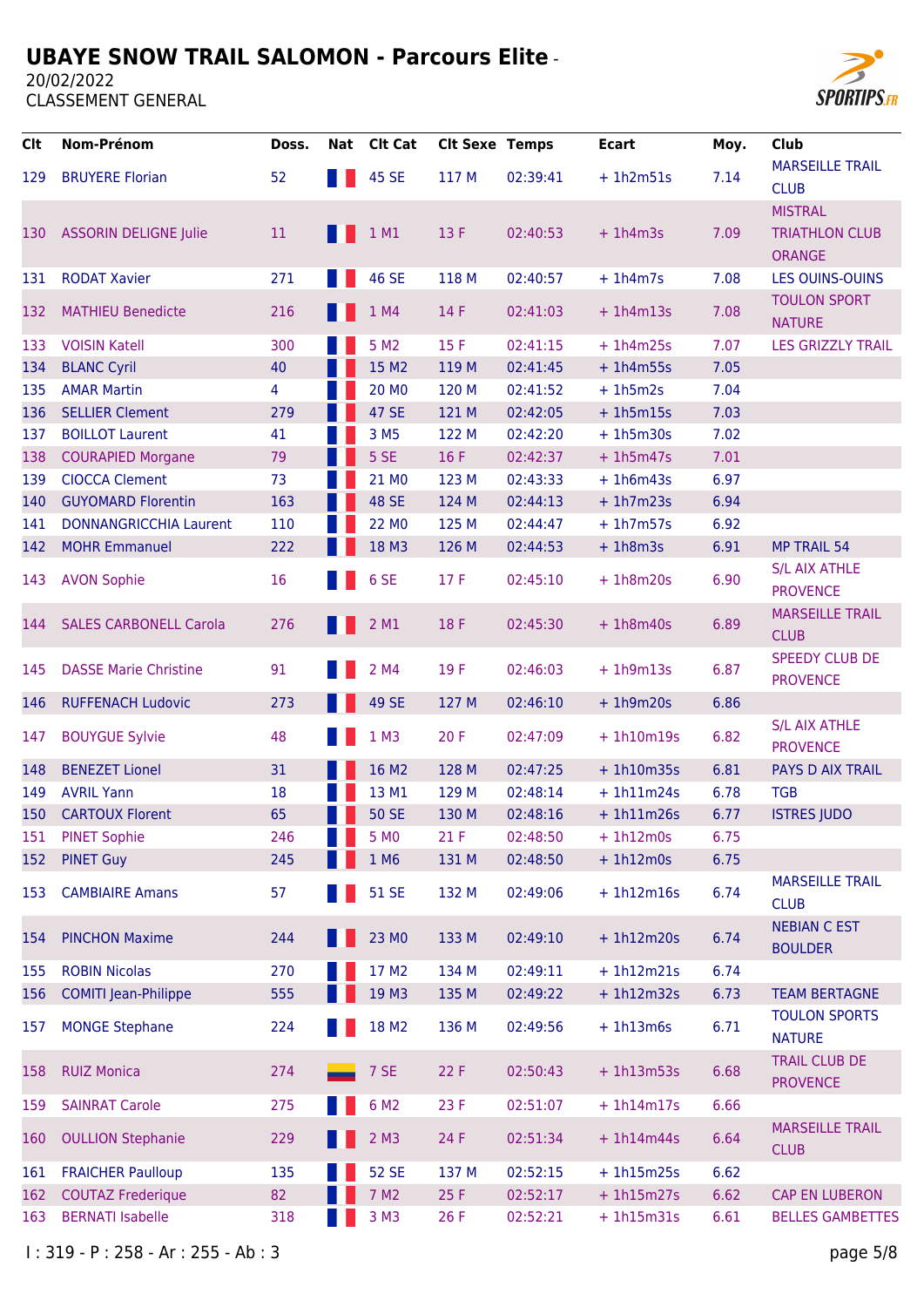# UBAYE SNOW TRAIL SALOMON - Parcours Elite -

20/02/2022

CLASSEMENT GENERAL

| Clt | Nom-Prénom | Doss. | Nat | Clt Cat | Clt Sexe | Temps | Ecart | Moy. | Club |
|---|---|---|---|---|---|---|---|---|---|
| 129 | BRUYERE Florian | 52 | | 45 SE | 117 M | 02:39:41 | + 1h2m51s | 7.14 | MARSEILLE TRAIL CLUB |
| 130 | ASSORIN DELIGNE Julie | 11 | | 1 M1 | 13 F | 02:40:53 | + 1h4m3s | 7.09 | MISTRAL TRIATHLON CLUB ORANGE |
| 131 | RODAT Xavier | 271 | | 46 SE | 118 M | 02:40:57 | + 1h4m7s | 7.08 | LES OUINS-OUINS |
| 132 | MATHIEU Benedicte | 216 | | 1 M4 | 14 F | 02:41:03 | + 1h4m13s | 7.08 | TOULON SPORT NATURE |
| 133 | VOISIN Katell | 300 | | 5 M2 | 15 F | 02:41:15 | + 1h4m25s | 7.07 | LES GRIZZLY TRAIL |
| 134 | BLANC Cyril | 40 | | 15 M2 | 119 M | 02:41:45 | + 1h4m55s | 7.05 | |
| 135 | AMAR Martin | 4 | | 20 M0 | 120 M | 02:41:52 | + 1h5m2s | 7.04 | |
| 136 | SELLIER Clement | 279 | | 47 SE | 121 M | 02:42:05 | + 1h5m15s | 7.03 | |
| 137 | BOILLOT Laurent | 41 | | 3 M5 | 122 M | 02:42:20 | + 1h5m30s | 7.02 | |
| 138 | COURAPIED Morgane | 79 | | 5 SE | 16 F | 02:42:37 | + 1h5m47s | 7.01 | |
| 139 | CIOCCA Clement | 73 | | 21 M0 | 123 M | 02:43:33 | + 1h6m43s | 6.97 | |
| 140 | GUYOMARD Florentin | 163 | | 48 SE | 124 M | 02:44:13 | + 1h7m23s | 6.94 | |
| 141 | DONNANGRICCHIA Laurent | 110 | | 22 M0 | 125 M | 02:44:47 | + 1h7m57s | 6.92 | |
| 142 | MOHR Emmanuel | 222 | | 18 M3 | 126 M | 02:44:53 | + 1h8m3s | 6.91 | MP TRAIL 54 |
| 143 | AVON Sophie | 16 | | 6 SE | 17 F | 02:45:10 | + 1h8m20s | 6.90 | S/L AIX ATHLE PROVENCE |
| 144 | SALES CARBONELL Carola | 276 | | 2 M1 | 18 F | 02:45:30 | + 1h8m40s | 6.89 | MARSEILLE TRAIL CLUB |
| 145 | DASSE Marie Christine | 91 | | 2 M4 | 19 F | 02:46:03 | + 1h9m13s | 6.87 | SPEEDY CLUB DE PROVENCE |
| 146 | RUFFENACH Ludovic | 273 | | 49 SE | 127 M | 02:46:10 | + 1h9m20s | 6.86 | |
| 147 | BOUYGUE Sylvie | 48 | | 1 M3 | 20 F | 02:47:09 | + 1h10m19s | 6.82 | S/L AIX ATHLE PROVENCE |
| 148 | BENEZET Lionel | 31 | | 16 M2 | 128 M | 02:47:25 | + 1h10m35s | 6.81 | PAYS D AIX TRAIL |
| 149 | AVRIL Yann | 18 | | 13 M1 | 129 M | 02:48:14 | + 1h11m24s | 6.78 | TGB |
| 150 | CARTOUX Florent | 65 | | 50 SE | 130 M | 02:48:16 | + 1h11m26s | 6.77 | ISTRES JUDO |
| 151 | PINET Sophie | 246 | | 5 M0 | 21 F | 02:48:50 | + 1h12m0s | 6.75 | |
| 152 | PINET Guy | 245 | | 1 M6 | 131 M | 02:48:50 | + 1h12m0s | 6.75 | |
| 153 | CAMBIAIRE Amans | 57 | | 51 SE | 132 M | 02:49:06 | + 1h12m16s | 6.74 | MARSEILLE TRAIL CLUB |
| 154 | PINCHON Maxime | 244 | | 23 M0 | 133 M | 02:49:10 | + 1h12m20s | 6.74 | NEBIAN C EST BOULDER |
| 155 | ROBIN Nicolas | 270 | | 17 M2 | 134 M | 02:49:11 | + 1h12m21s | 6.74 | |
| 156 | COMITI Jean-Philippe | 555 | | 19 M3 | 135 M | 02:49:22 | + 1h12m32s | 6.73 | TEAM BERTAGNE |
| 157 | MONGE Stephane | 224 | | 18 M2 | 136 M | 02:49:56 | + 1h13m6s | 6.71 | TOULON SPORTS NATURE |
| 158 | RUIZ Monica | 274 | | 7 SE | 22 F | 02:50:43 | + 1h13m53s | 6.68 | TRAIL CLUB DE PROVENCE |
| 159 | SAINRAT Carole | 275 | | 6 M2 | 23 F | 02:51:07 | + 1h14m17s | 6.66 | |
| 160 | OULLION Stephanie | 229 | | 2 M3 | 24 F | 02:51:34 | + 1h14m44s | 6.64 | MARSEILLE TRAIL CLUB |
| 161 | FRAICHER Paulloup | 135 | | 52 SE | 137 M | 02:52:15 | + 1h15m25s | 6.62 | |
| 162 | COUTAZ Frederique | 82 | | 7 M2 | 25 F | 02:52:17 | + 1h15m27s | 6.62 | CAP EN LUBERON |
| 163 | BERNATI Isabelle | 318 | | 3 M3 | 26 F | 02:52:21 | + 1h15m31s | 6.61 | BELLES GAMBETTES |

I : 319 - P : 258 - Ar : 255 - Ab : 3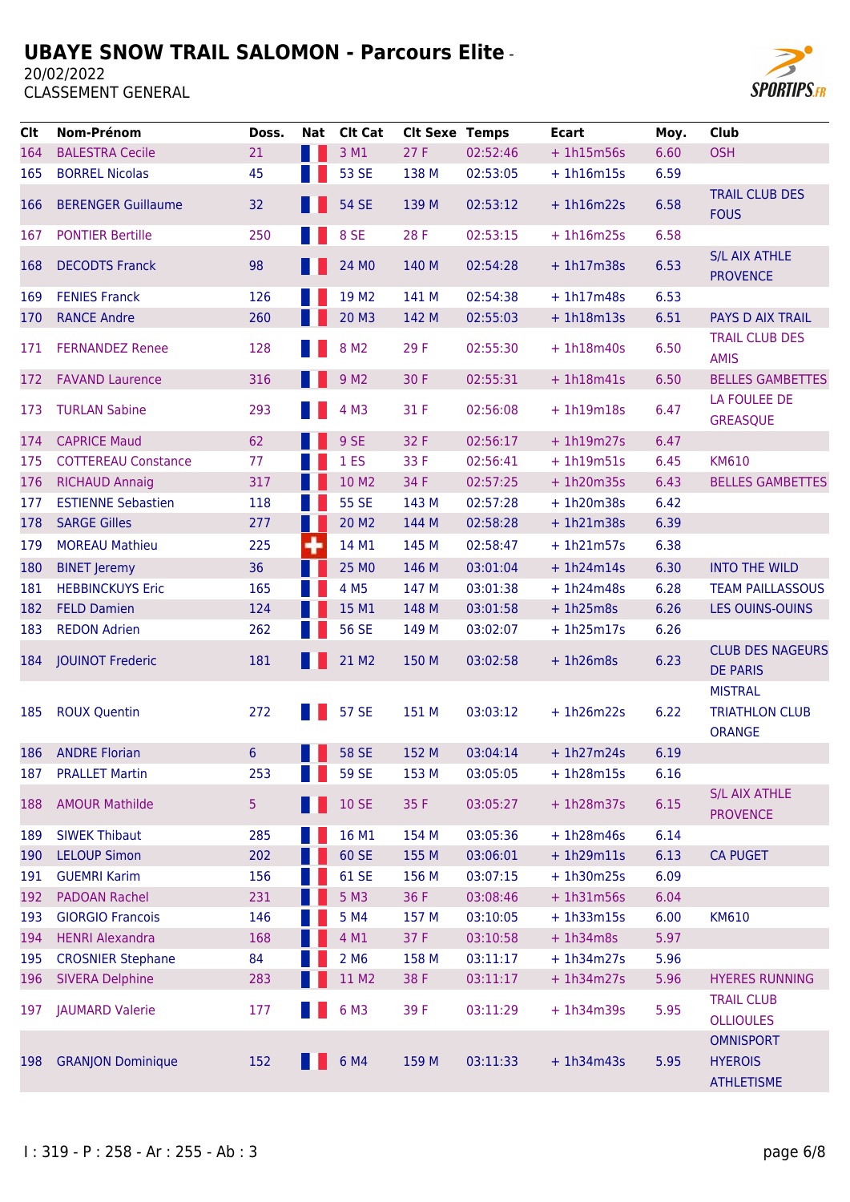# UBAYE SNOW TRAIL SALOMON - Parcours Elite -

20/02/2022

CLASSEMENT GENERAL

| Clt | Nom-Prénom | Doss. | Nat | Clt Cat | Clt Sexe | Temps | Ecart | Moy. | Club |
|---|---|---|---|---|---|---|---|---|---|
| 164 | BALESTRA Cecile | 21 | | 3 M1 | 27 F | 02:52:46 | + 1h15m56s | 6.60 | OSH |
| 165 | BORREL Nicolas | 45 | | 53 SE | 138 M | 02:53:05 | + 1h16m15s | 6.59 | |
| 166 | BERENGER Guillaume | 32 | | 54 SE | 139 M | 02:53:12 | + 1h16m22s | 6.58 | TRAIL CLUB DES FOUS |
| 167 | PONTIER Bertille | 250 | | 8 SE | 28 F | 02:53:15 | + 1h16m25s | 6.58 | |
| 168 | DECODTS Franck | 98 | | 24 M0 | 140 M | 02:54:28 | + 1h17m38s | 6.53 | S/L AIX ATHLE PROVENCE |
| 169 | FENIES Franck | 126 | | 19 M2 | 141 M | 02:54:38 | + 1h17m48s | 6.53 | |
| 170 | RANCE Andre | 260 | | 20 M3 | 142 M | 02:55:03 | + 1h18m13s | 6.51 | PAYS D AIX TRAIL |
| 171 | FERNANDEZ Renee | 128 | | 8 M2 | 29 F | 02:55:30 | + 1h18m40s | 6.50 | TRAIL CLUB DES AMIS |
| 172 | FAVAND Laurence | 316 | | 9 M2 | 30 F | 02:55:31 | + 1h18m41s | 6.50 | BELLES GAMBETTES |
| 173 | TURLAN Sabine | 293 | | 4 M3 | 31 F | 02:56:08 | + 1h19m18s | 6.47 | LA FOULEE DE GREASQUE |
| 174 | CAPRICE Maud | 62 | | 9 SE | 32 F | 02:56:17 | + 1h19m27s | 6.47 | |
| 175 | COTTEREAU Constance | 77 | | 1 ES | 33 F | 02:56:41 | + 1h19m51s | 6.45 | KM610 |
| 176 | RICHAUD Annaig | 317 | | 10 M2 | 34 F | 02:57:25 | + 1h20m35s | 6.43 | BELLES GAMBETTES |
| 177 | ESTIENNE Sebastien | 118 | | 55 SE | 143 M | 02:57:28 | + 1h20m38s | 6.42 | |
| 178 | SARGE Gilles | 277 | | 20 M2 | 144 M | 02:58:28 | + 1h21m38s | 6.39 | |
| 179 | MOREAU Mathieu | 225 | | 14 M1 | 145 M | 02:58:47 | + 1h21m57s | 6.38 | |
| 180 | BINET Jeremy | 36 | | 25 M0 | 146 M | 03:01:04 | + 1h24m14s | 6.30 | INTO THE WILD |
| 181 | HEBBINCKUYS Eric | 165 | | 4 M5 | 147 M | 03:01:38 | + 1h24m48s | 6.28 | TEAM PAILLASSOUS |
| 182 | FELD Damien | 124 | | 15 M1 | 148 M | 03:01:58 | + 1h25m8s | 6.26 | LES OUINS-OUINS |
| 183 | REDON Adrien | 262 | | 56 SE | 149 M | 03:02:07 | + 1h25m17s | 6.26 | |
| 184 | JOUINOT Frederic | 181 | | 21 M2 | 150 M | 03:02:58 | + 1h26m8s | 6.23 | CLUB DES NAGEURS DE PARIS |
| 185 | ROUX Quentin | 272 | | 57 SE | 151 M | 03:03:12 | + 1h26m22s | 6.22 | MISTRAL TRIATHLON CLUB ORANGE |
| 186 | ANDRE Florian | 6 | | 58 SE | 152 M | 03:04:14 | + 1h27m24s | 6.19 | |
| 187 | PRALLET Martin | 253 | | 59 SE | 153 M | 03:05:05 | + 1h28m15s | 6.16 | |
| 188 | AMOUR Mathilde | 5 | | 10 SE | 35 F | 03:05:27 | + 1h28m37s | 6.15 | S/L AIX ATHLE PROVENCE |
| 189 | SIWEK Thibaut | 285 | | 16 M1 | 154 M | 03:05:36 | + 1h28m46s | 6.14 | |
| 190 | LELOUP Simon | 202 | | 60 SE | 155 M | 03:06:01 | + 1h29m11s | 6.13 | CA PUGET |
| 191 | GUEMRI Karim | 156 | | 61 SE | 156 M | 03:07:15 | + 1h30m25s | 6.09 | |
| 192 | PADOAN Rachel | 231 | | 5 M3 | 36 F | 03:08:46 | + 1h31m56s | 6.04 | |
| 193 | GIORGIO Francois | 146 | | 5 M4 | 157 M | 03:10:05 | + 1h33m15s | 6.00 | KM610 |
| 194 | HENRI Alexandra | 168 | | 4 M1 | 37 F | 03:10:58 | + 1h34m8s | 5.97 | |
| 195 | CROSNIER Stephane | 84 | | 2 M6 | 158 M | 03:11:17 | + 1h34m27s | 5.96 | |
| 196 | SIVERA Delphine | 283 | | 11 M2 | 38 F | 03:11:17 | + 1h34m27s | 5.96 | HYERES RUNNING |
| 197 | JAUMARD Valerie | 177 | | 6 M3 | 39 F | 03:11:29 | + 1h34m39s | 5.95 | TRAIL CLUB OLLIOULES |
| 198 | GRANJON Dominique | 152 | | 6 M4 | 159 M | 03:11:33 | + 1h34m43s | 5.95 | OMNISPORT HYEROIS ATHLETISME |

I : 319 - P : 258 - Ar : 255 - Ab : 3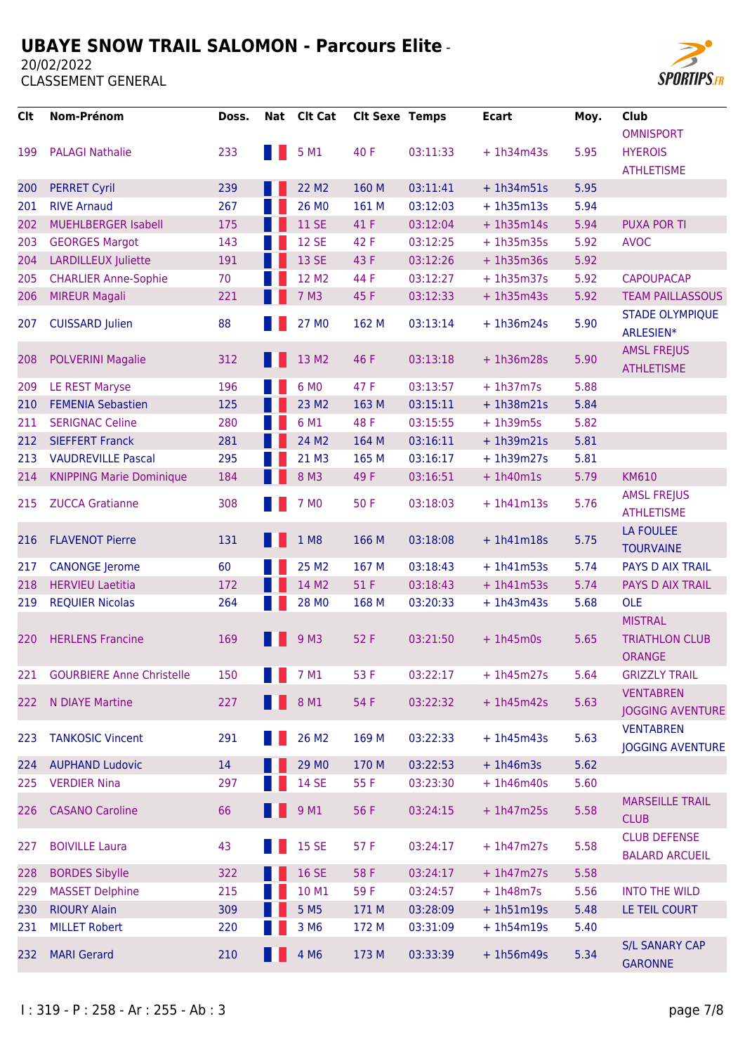# UBAYE SNOW TRAIL SALOMON - Parcours Elite -

20/02/2022

CLASSEMENT GENERAL

| Clt | Nom-Prénom | Doss. | Nat | Clt Cat | Clt Sexe | Temps | Ecart | Moy. | Club |
|---|---|---|---|---|---|---|---|---|---|
| 199 | PALAGI Nathalie | 233 | | 5 M1 | 40 F | 03:11:33 | + 1h34m43s | 5.95 | OMNISPORT HYEROIS ATHLETISME |
| 200 | PERRET Cyril | 239 | | 22 M2 | 160 M | 03:11:41 | + 1h34m51s | 5.95 | |
| 201 | RIVE Arnaud | 267 | | 26 M0 | 161 M | 03:12:03 | + 1h35m13s | 5.94 | |
| 202 | MUEHLBERGER Isabell | 175 | | 11 SE | 41 F | 03:12:04 | + 1h35m14s | 5.94 | PUXA POR TI |
| 203 | GEORGES Margot | 143 | | 12 SE | 42 F | 03:12:25 | + 1h35m35s | 5.92 | AVOC |
| 204 | LARDILLEUX Juliette | 191 | | 13 SE | 43 F | 03:12:26 | + 1h35m36s | 5.92 | |
| 205 | CHARLIER Anne-Sophie | 70 | | 12 M2 | 44 F | 03:12:27 | + 1h35m37s | 5.92 | CAPOUPACAP |
| 206 | MIREUR Magali | 221 | | 7 M3 | 45 F | 03:12:33 | + 1h35m43s | 5.92 | TEAM PAILLASSOUS |
| 207 | CUISSARD Julien | 88 | | 27 M0 | 162 M | 03:13:14 | + 1h36m24s | 5.90 | STADE OLYMPIQUE ARLESIEN* |
| 208 | POLVERINI Magalie | 312 | | 13 M2 | 46 F | 03:13:18 | + 1h36m28s | 5.90 | AMSL FREJUS ATHLETISME |
| 209 | LE REST Maryse | 196 | | 6 M0 | 47 F | 03:13:57 | + 1h37m7s | 5.88 | |
| 210 | FEMENIA Sebastien | 125 | | 23 M2 | 163 M | 03:15:11 | + 1h38m21s | 5.84 | |
| 211 | SERIGNAC Celine | 280 | | 6 M1 | 48 F | 03:15:55 | + 1h39m5s | 5.82 | |
| 212 | SIEFFERT Franck | 281 | | 24 M2 | 164 M | 03:16:11 | + 1h39m21s | 5.81 | |
| 213 | VAUDREVILLE Pascal | 295 | | 21 M3 | 165 M | 03:16:17 | + 1h39m27s | 5.81 | |
| 214 | KNIPPING Marie Dominique | 184 | | 8 M3 | 49 F | 03:16:51 | + 1h40m1s | 5.79 | KM610 |
| 215 | ZUCCA Gratianne | 308 | | 7 M0 | 50 F | 03:18:03 | + 1h41m13s | 5.76 | AMSL FREJUS ATHLETISME |
| 216 | FLAVENOT Pierre | 131 | | 1 M8 | 166 M | 03:18:08 | + 1h41m18s | 5.75 | LA FOULEE TOURVAINE |
| 217 | CANONGE Jerome | 60 | | 25 M2 | 167 M | 03:18:43 | + 1h41m53s | 5.74 | PAYS D AIX TRAIL |
| 218 | HERVIEU Laetitia | 172 | | 14 M2 | 51 F | 03:18:43 | + 1h41m53s | 5.74 | PAYS D AIX TRAIL |
| 219 | REQUIER Nicolas | 264 | | 28 M0 | 168 M | 03:20:33 | + 1h43m43s | 5.68 | OLE |
| 220 | HERLENS Francine | 169 | | 9 M3 | 52 F | 03:21:50 | + 1h45m0s | 5.65 | MISTRAL TRIATHLON CLUB ORANGE |
| 221 | GOURBIERE Anne Christelle | 150 | | 7 M1 | 53 F | 03:22:17 | + 1h45m27s | 5.64 | GRIZZLY TRAIL |
| 222 | N DIAYE Martine | 227 | | 8 M1 | 54 F | 03:22:32 | + 1h45m42s | 5.63 | VENTABREN JOGGING AVENTURE |
| 223 | TANKOSIC Vincent | 291 | | 26 M2 | 169 M | 03:22:33 | + 1h45m43s | 5.63 | VENTABREN JOGGING AVENTURE |
| 224 | AUPHAND Ludovic | 14 | | 29 M0 | 170 M | 03:22:53 | + 1h46m3s | 5.62 | |
| 225 | VERDIER Nina | 297 | | 14 SE | 55 F | 03:23:30 | + 1h46m40s | 5.60 | |
| 226 | CASANO Caroline | 66 | | 9 M1 | 56 F | 03:24:15 | + 1h47m25s | 5.58 | MARSEILLE TRAIL CLUB |
| 227 | BOIVILLE Laura | 43 | | 15 SE | 57 F | 03:24:17 | + 1h47m27s | 5.58 | CLUB DEFENSE BALARD ARCUEIL |
| 228 | BORDES Sibylle | 322 | | 16 SE | 58 F | 03:24:17 | + 1h47m27s | 5.58 | |
| 229 | MASSET Delphine | 215 | | 10 M1 | 59 F | 03:24:57 | + 1h48m7s | 5.56 | INTO THE WILD |
| 230 | RIOURY Alain | 309 | | 5 M5 | 171 M | 03:28:09 | + 1h51m19s | 5.48 | LE TEIL COURT |
| 231 | MILLET Robert | 220 | | 3 M6 | 172 M | 03:31:09 | + 1h54m19s | 5.40 | |
| 232 | MARI Gerard | 210 | | 4 M6 | 173 M | 03:33:39 | + 1h56m49s | 5.34 | S/L SANARY CAP GARONNE |

I : 319 - P : 258 - Ar : 255 - Ab : 3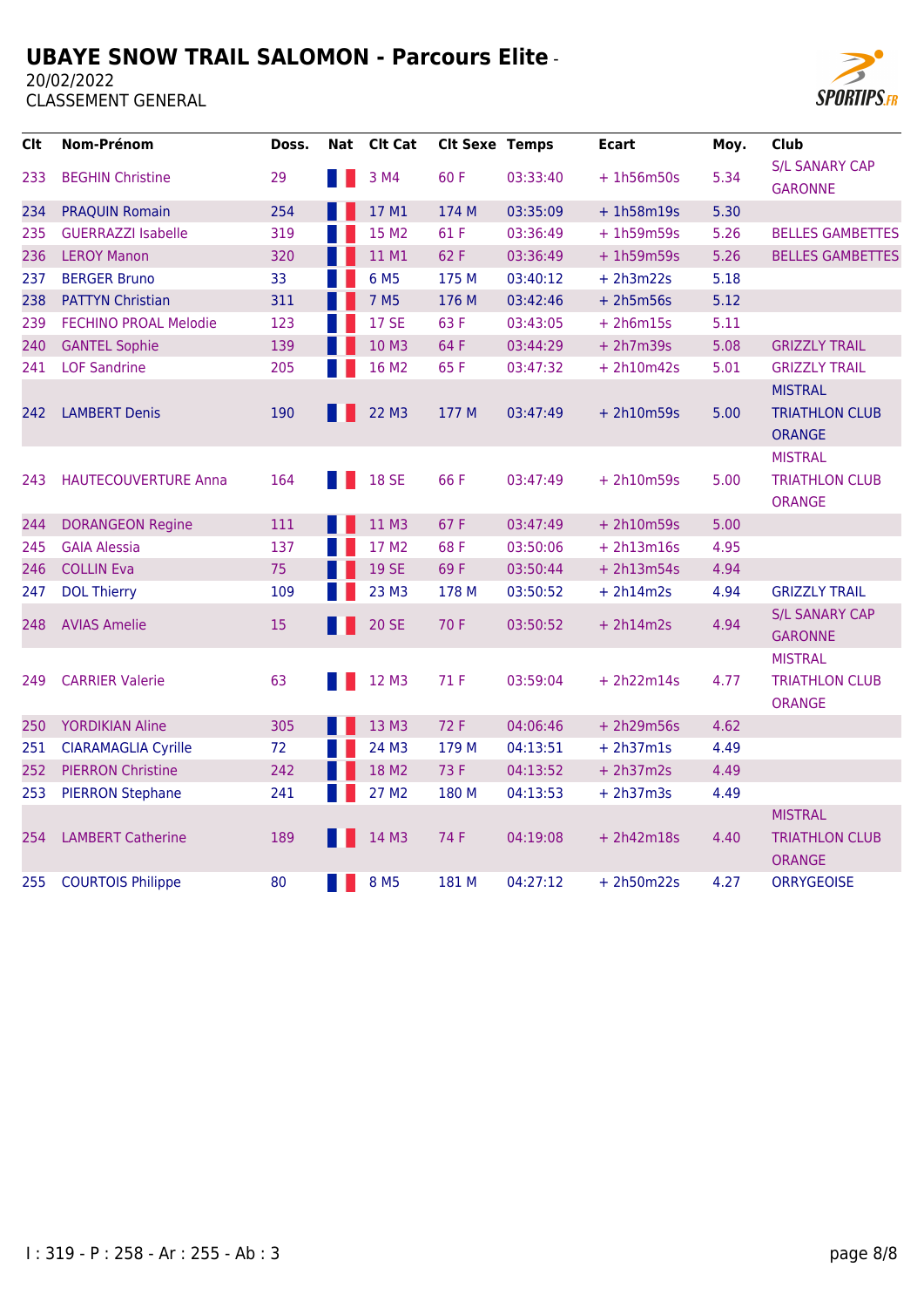# UBAYE SNOW TRAIL SALOMON - Parcours Elite -

20/02/2022

CLASSEMENT GENERAL

| Clt | Nom-Prénom | Doss. | Nat | Clt Cat | Clt Sexe | Temps | Ecart | Moy. | Club |
|---|---|---|---|---|---|---|---|---|---|
| 233 | BEGHIN Christine | 29 | | 3 M4 | 60 F | 03:33:40 | + 1h56m50s | 5.34 | S/L SANARY CAP GARONNE |
| 234 | PRAQUIN Romain | 254 | | 17 M1 | 174 M | 03:35:09 | + 1h58m19s | 5.30 | |
| 235 | GUERRAZZI Isabelle | 319 | | 15 M2 | 61 F | 03:36:49 | + 1h59m59s | 5.26 | BELLES GAMBETTES |
| 236 | LEROY Manon | 320 | | 11 M1 | 62 F | 03:36:49 | + 1h59m59s | 5.26 | BELLES GAMBETTES |
| 237 | BERGER Bruno | 33 | | 6 M5 | 175 M | 03:40:12 | + 2h3m22s | 5.18 | |
| 238 | PATTYN Christian | 311 | | 7 M5 | 176 M | 03:42:46 | + 2h5m56s | 5.12 | |
| 239 | FECHINO PROAL Melodie | 123 | | 17 SE | 63 F | 03:43:05 | + 2h6m15s | 5.11 | |
| 240 | GANTEL Sophie | 139 | | 10 M3 | 64 F | 03:44:29 | + 2h7m39s | 5.08 | GRIZZLY TRAIL |
| 241 | LOF Sandrine | 205 | | 16 M2 | 65 F | 03:47:32 | + 2h10m42s | 5.01 | GRIZZLY TRAIL |
| 242 | LAMBERT Denis | 190 | | 22 M3 | 177 M | 03:47:49 | + 2h10m59s | 5.00 | MISTRAL TRIATHLON CLUB ORANGE |
| 243 | HAUTECOUVERTURE Anna | 164 | | 18 SE | 66 F | 03:47:49 | + 2h10m59s | 5.00 | MISTRAL TRIATHLON CLUB ORANGE |
| 244 | DORANGEON Regine | 111 | | 11 M3 | 67 F | 03:47:49 | + 2h10m59s | 5.00 | |
| 245 | GAIA Alessia | 137 | | 17 M2 | 68 F | 03:50:06 | + 2h13m16s | 4.95 | |
| 246 | COLLIN Eva | 75 | | 19 SE | 69 F | 03:50:44 | + 2h13m54s | 4.94 | |
| 247 | DOL Thierry | 109 | | 23 M3 | 178 M | 03:50:52 | + 2h14m2s | 4.94 | GRIZZLY TRAIL |
| 248 | AVIAS Amelie | 15 | | 20 SE | 70 F | 03:50:52 | + 2h14m2s | 4.94 | S/L SANARY CAP GARONNE |
| 249 | CARRIER Valerie | 63 | | 12 M3 | 71 F | 03:59:04 | + 2h22m14s | 4.77 | MISTRAL TRIATHLON CLUB ORANGE |
| 250 | YORDIKIAN Aline | 305 | | 13 M3 | 72 F | 04:06:46 | + 2h29m56s | 4.62 | |
| 251 | CIARAMAGLIA Cyrille | 72 | | 24 M3 | 179 M | 04:13:51 | + 2h37m1s | 4.49 | |
| 252 | PIERRON Christine | 242 | | 18 M2 | 73 F | 04:13:52 | + 2h37m2s | 4.49 | |
| 253 | PIERRON Stephane | 241 | | 27 M2 | 180 M | 04:13:53 | + 2h37m3s | 4.49 | |
| 254 | LAMBERT Catherine | 189 | | 14 M3 | 74 F | 04:19:08 | + 2h42m18s | 4.40 | MISTRAL TRIATHLON CLUB ORANGE |
| 255 | COURTOIS Philippe | 80 | | 8 M5 | 181 M | 04:27:12 | + 2h50m22s | 4.27 | ORRYGEOISE |

I : 319 - P : 258 - Ar : 255 - Ab : 3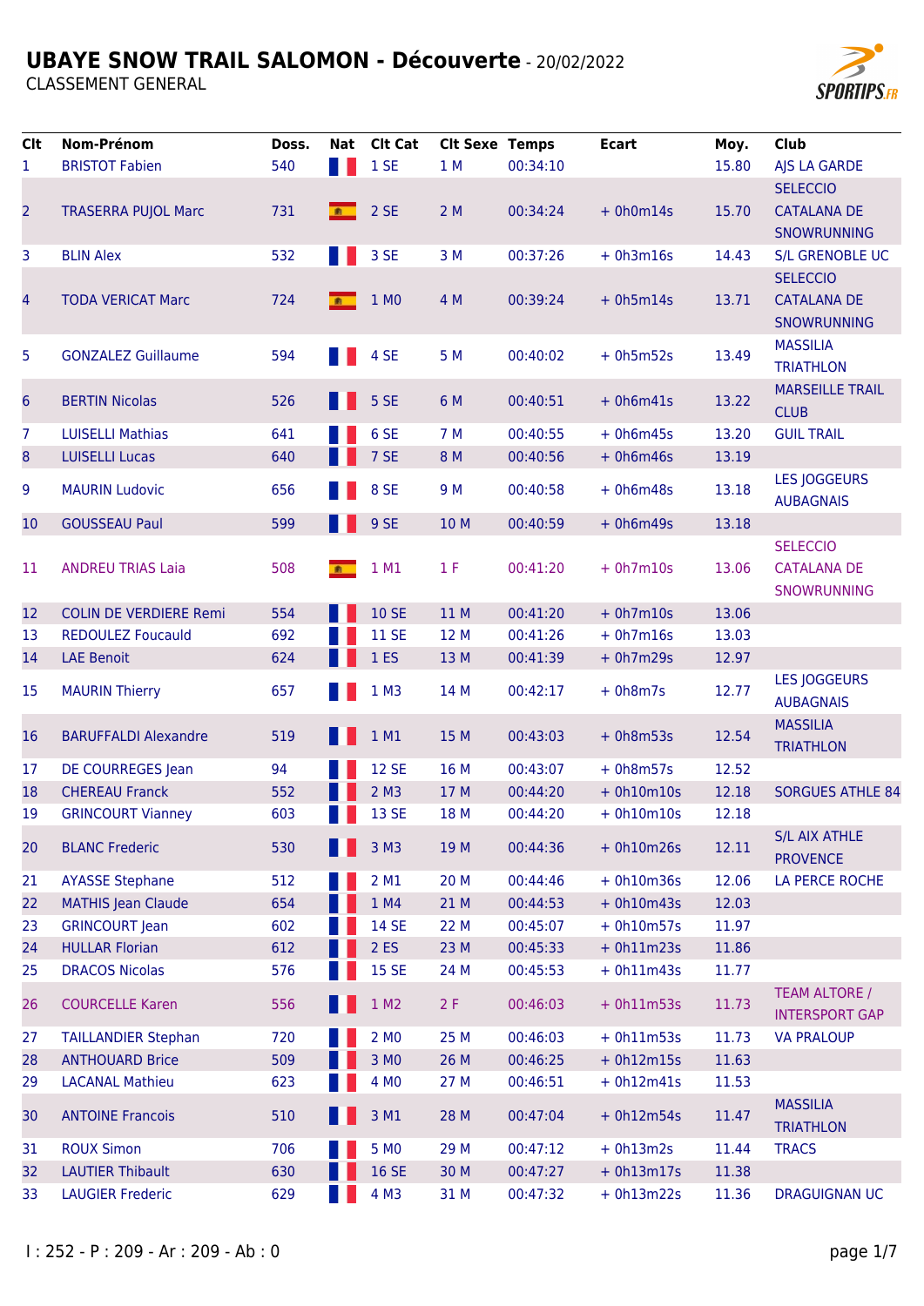# UBAYE SNOW TRAIL SALOMON - Découverte - 20/02/2022

CLASSEMENT GENERAL

| Clt | Nom-Prénom | Doss. | Nat | Clt Cat | Clt Sexe | Temps | Ecart | Moy. | Club |
|---|---|---|---|---|---|---|---|---|---|
| 1 | BRISTOT Fabien | 540 | FRA | 1 SE | 1 M | 00:34:10 | | 15.80 | AJS LA GARDE |
| 2 | TRASERRA PUJOL Marc | 731 | ESP | 2 SE | 2 M | 00:34:24 | + 0h0m14s | 15.70 | SELECCIO CATALANA DE SNOWRUNNING |
| 3 | BLIN Alex | 532 | FRA | 3 SE | 3 M | 00:37:26 | + 0h3m16s | 14.43 | S/L GRENOBLE UC |
| 4 | TODA VERICAT Marc | 724 | ESP | 1 M0 | 4 M | 00:39:24 | + 0h5m14s | 13.71 | SELECCIO CATALANA DE SNOWRUNNING |
| 5 | GONZALEZ Guillaume | 594 | FRA | 4 SE | 5 M | 00:40:02 | + 0h5m52s | 13.49 | MASSILIA TRIATHLON |
| 6 | BERTIN Nicolas | 526 | FRA | 5 SE | 6 M | 00:40:51 | + 0h6m41s | 13.22 | MARSEILLE TRAIL CLUB |
| 7 | LUISELLI Mathias | 641 | FRA | 6 SE | 7 M | 00:40:55 | + 0h6m45s | 13.20 | GUIL TRAIL |
| 8 | LUISELLI Lucas | 640 | FRA | 7 SE | 8 M | 00:40:56 | + 0h6m46s | 13.19 | |
| 9 | MAURIN Ludovic | 656 | FRA | 8 SE | 9 M | 00:40:58 | + 0h6m48s | 13.18 | LES JOGGEURS AUBAGNAIS |
| 10 | GOUSSEAU Paul | 599 | FRA | 9 SE | 10 M | 00:40:59 | + 0h6m49s | 13.18 | |
| 11 | ANDREU TRIAS Laia | 508 | ESP | 1 M1 | 1 F | 00:41:20 | + 0h7m10s | 13.06 | SELECCIO CATALANA DE SNOWRUNNING |
| 12 | COLIN DE VERDIERE Remi | 554 | FRA | 10 SE | 11 M | 00:41:20 | + 0h7m10s | 13.06 | |
| 13 | REDOULEZ Foucauld | 692 | FRA | 11 SE | 12 M | 00:41:26 | + 0h7m16s | 13.03 | |
| 14 | LAE Benoit | 624 | FRA | 1 ES | 13 M | 00:41:39 | + 0h7m29s | 12.97 | |
| 15 | MAURIN Thierry | 657 | FRA | 1 M3 | 14 M | 00:42:17 | + 0h8m7s | 12.77 | LES JOGGEURS AUBAGNAIS |
| 16 | BARUFFALDI Alexandre | 519 | FRA | 1 M1 | 15 M | 00:43:03 | + 0h8m53s | 12.54 | MASSILIA TRIATHLON |
| 17 | DE COURREGES Jean | 94 | FRA | 12 SE | 16 M | 00:43:07 | + 0h8m57s | 12.52 | |
| 18 | CHEREAU Franck | 552 | FRA | 2 M3 | 17 M | 00:44:20 | + 0h10m10s | 12.18 | SORGUES ATHLE 84 |
| 19 | GRINCOURT Vianney | 603 | FRA | 13 SE | 18 M | 00:44:20 | + 0h10m10s | 12.18 | |
| 20 | BLANC Frederic | 530 | FRA | 3 M3 | 19 M | 00:44:36 | + 0h10m26s | 12.11 | S/L AIX ATHLE PROVENCE |
| 21 | AYASSE Stephane | 512 | FRA | 2 M1 | 20 M | 00:44:46 | + 0h10m36s | 12.06 | LA PERCE ROCHE |
| 22 | MATHIS Jean Claude | 654 | FRA | 1 M4 | 21 M | 00:44:53 | + 0h10m43s | 12.03 | |
| 23 | GRINCOURT Jean | 602 | FRA | 14 SE | 22 M | 00:45:07 | + 0h10m57s | 11.97 | |
| 24 | HULLAR Florian | 612 | FRA | 2 ES | 23 M | 00:45:33 | + 0h11m23s | 11.86 | |
| 25 | DRACOS Nicolas | 576 | FRA | 15 SE | 24 M | 00:45:53 | + 0h11m43s | 11.77 | |
| 26 | COURCELLE Karen | 556 | FRA | 1 M2 | 2 F | 00:46:03 | + 0h11m53s | 11.73 | TEAM ALTORE / INTERSPORT GAP |
| 27 | TAILLANDIER Stephan | 720 | FRA | 2 M0 | 25 M | 00:46:03 | + 0h11m53s | 11.73 | VA PRALOUP |
| 28 | ANTHOUARD Brice | 509 | FRA | 3 M0 | 26 M | 00:46:25 | + 0h12m15s | 11.63 | |
| 29 | LACANAL Mathieu | 623 | FRA | 4 M0 | 27 M | 00:46:51 | + 0h12m41s | 11.53 | |
| 30 | ANTOINE Francois | 510 | FRA | 3 M1 | 28 M | 00:47:04 | + 0h12m54s | 11.47 | MASSILIA TRIATHLON |
| 31 | ROUX Simon | 706 | FRA | 5 M0 | 29 M | 00:47:12 | + 0h13m2s | 11.44 | TRACS |
| 32 | LAUTIER Thibault | 630 | FRA | 16 SE | 30 M | 00:47:27 | + 0h13m17s | 11.38 | |
| 33 | LAUGIER Frederic | 629 | FRA | 4 M3 | 31 M | 00:47:32 | + 0h13m22s | 11.36 | DRAGUIGNAN UC |

I : 252 - P : 209 - Ar : 209 - Ab : 0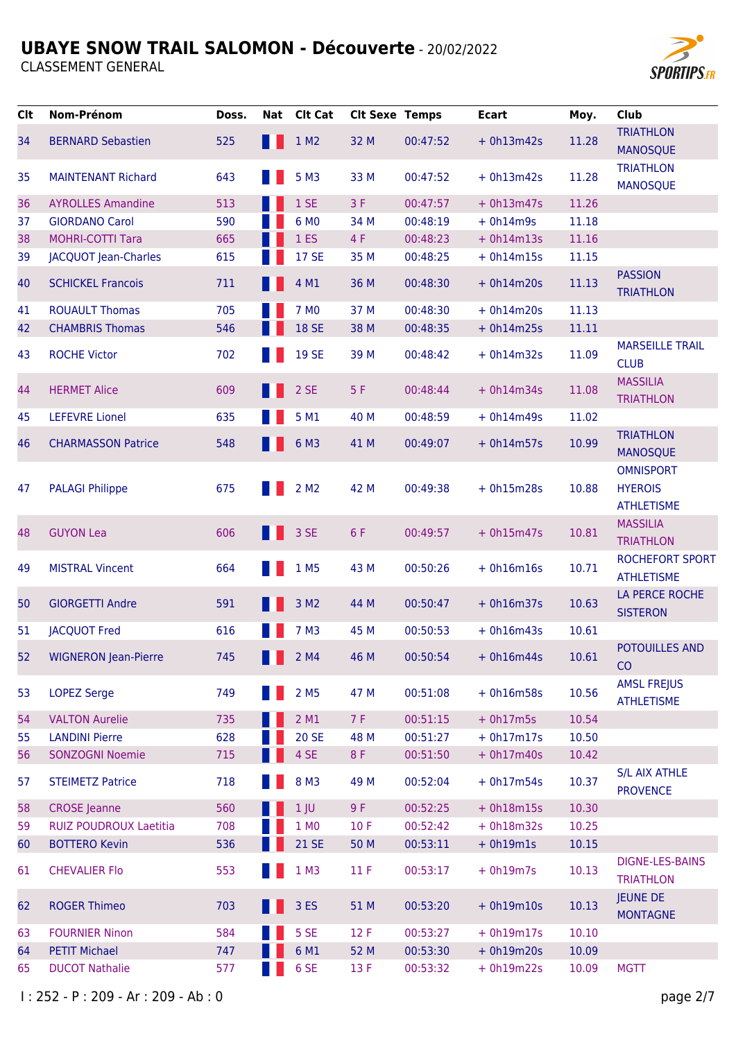# UBAYE SNOW TRAIL SALOMON - Découverte - 20/02/2022

CLASSEMENT GENERAL

| Clt | Nom-Prénom | Doss. | Nat | Clt Cat | Clt Sexe | Temps | Ecart | Moy. | Club |
|---|---|---|---|---|---|---|---|---|---|
| 34 | BERNARD Sebastien | 525 | | 1 M2 | 32 M | 00:47:52 | + 0h13m42s | 11.28 | TRIATHLON MANOSQUE |
| 35 | MAINTENANT Richard | 643 | | 5 M3 | 33 M | 00:47:52 | + 0h13m42s | 11.28 | TRIATHLON MANOSQUE |
| 36 | AYROLLES Amandine | 513 | | 1 SE | 3 F | 00:47:57 | + 0h13m47s | 11.26 | |
| 37 | GIORDANO Carol | 590 | | 6 M0 | 34 M | 00:48:19 | + 0h14m9s | 11.18 | |
| 38 | MOHRI-COTTI Tara | 665 | | 1 ES | 4 F | 00:48:23 | + 0h14m13s | 11.16 | |
| 39 | JACQUOT Jean-Charles | 615 | | 17 SE | 35 M | 00:48:25 | + 0h14m15s | 11.15 | |
| 40 | SCHICKEL Francois | 711 | | 4 M1 | 36 M | 00:48:30 | + 0h14m20s | 11.13 | PASSION TRIATHLON |
| 41 | ROUAULT Thomas | 705 | | 7 M0 | 37 M | 00:48:30 | + 0h14m20s | 11.13 | |
| 42 | CHAMBRIS Thomas | 546 | | 18 SE | 38 M | 00:48:35 | + 0h14m25s | 11.11 | |
| 43 | ROCHE Victor | 702 | | 19 SE | 39 M | 00:48:42 | + 0h14m32s | 11.09 | MARSEILLE TRAIL CLUB |
| 44 | HERMET Alice | 609 | | 2 SE | 5 F | 00:48:44 | + 0h14m34s | 11.08 | MASSILIA TRIATHLON |
| 45 | LEFEVRE Lionel | 635 | | 5 M1 | 40 M | 00:48:59 | + 0h14m49s | 11.02 | |
| 46 | CHARMASSON Patrice | 548 | | 6 M3 | 41 M | 00:49:07 | + 0h14m57s | 10.99 | TRIATHLON MANOSQUE |
| 47 | PALAGI Philippe | 675 | | 2 M2 | 42 M | 00:49:38 | + 0h15m28s | 10.88 | OMNISPORT HYEROIS ATHLETISME |
| 48 | GUYON Lea | 606 | | 3 SE | 6 F | 00:49:57 | + 0h15m47s | 10.81 | MASSILIA TRIATHLON |
| 49 | MISTRAL Vincent | 664 | | 1 M5 | 43 M | 00:50:26 | + 0h16m16s | 10.71 | ROCHEFORT SPORT ATHLETISME |
| 50 | GIORGETTI Andre | 591 | | 3 M2 | 44 M | 00:50:47 | + 0h16m37s | 10.63 | LA PERCE ROCHE SISTERON |
| 51 | JACQUOT Fred | 616 | | 7 M3 | 45 M | 00:50:53 | + 0h16m43s | 10.61 | |
| 52 | WIGNERON Jean-Pierre | 745 | | 2 M4 | 46 M | 00:50:54 | + 0h16m44s | 10.61 | POTOUILLES AND CO |
| 53 | LOPEZ Serge | 749 | | 2 M5 | 47 M | 00:51:08 | + 0h16m58s | 10.56 | AMSL FREJUS ATHLETISME |
| 54 | VALTON Aurelie | 735 | | 2 M1 | 7 F | 00:51:15 | + 0h17m5s | 10.54 | |
| 55 | LANDINI Pierre | 628 | | 20 SE | 48 M | 00:51:27 | + 0h17m17s | 10.50 | |
| 56 | SONZOGNI Noemie | 715 | | 4 SE | 8 F | 00:51:50 | + 0h17m40s | 10.42 | |
| 57 | STEIMETZ Patrice | 718 | | 8 M3 | 49 M | 00:52:04 | + 0h17m54s | 10.37 | S/L AIX ATHLE PROVENCE |
| 58 | CROSE Jeanne | 560 | | 1 JU | 9 F | 00:52:25 | + 0h18m15s | 10.30 | |
| 59 | RUIZ POUDROUX Laetitia | 708 | | 1 M0 | 10 F | 00:52:42 | + 0h18m32s | 10.25 | |
| 60 | BOTTERO Kevin | 536 | | 21 SE | 50 M | 00:53:11 | + 0h19m1s | 10.15 | |
| 61 | CHEVALIER Flo | 553 | | 1 M3 | 11 F | 00:53:17 | + 0h19m7s | 10.13 | DIGNE-LES-BAINS TRIATHLON |
| 62 | ROGER Thimeo | 703 | | 3 ES | 51 M | 00:53:20 | + 0h19m10s | 10.13 | JEUNE DE MONTAGNE |
| 63 | FOURNIER Ninon | 584 | | 5 SE | 12 F | 00:53:27 | + 0h19m17s | 10.10 | |
| 64 | PETIT Michael | 747 | | 6 M1 | 52 M | 00:53:30 | + 0h19m20s | 10.09 | |
| 65 | DUCOT Nathalie | 577 | | 6 SE | 13 F | 00:53:32 | + 0h19m22s | 10.09 | MGTT |

I : 252 - P : 209 - Ar : 209 - Ab : 0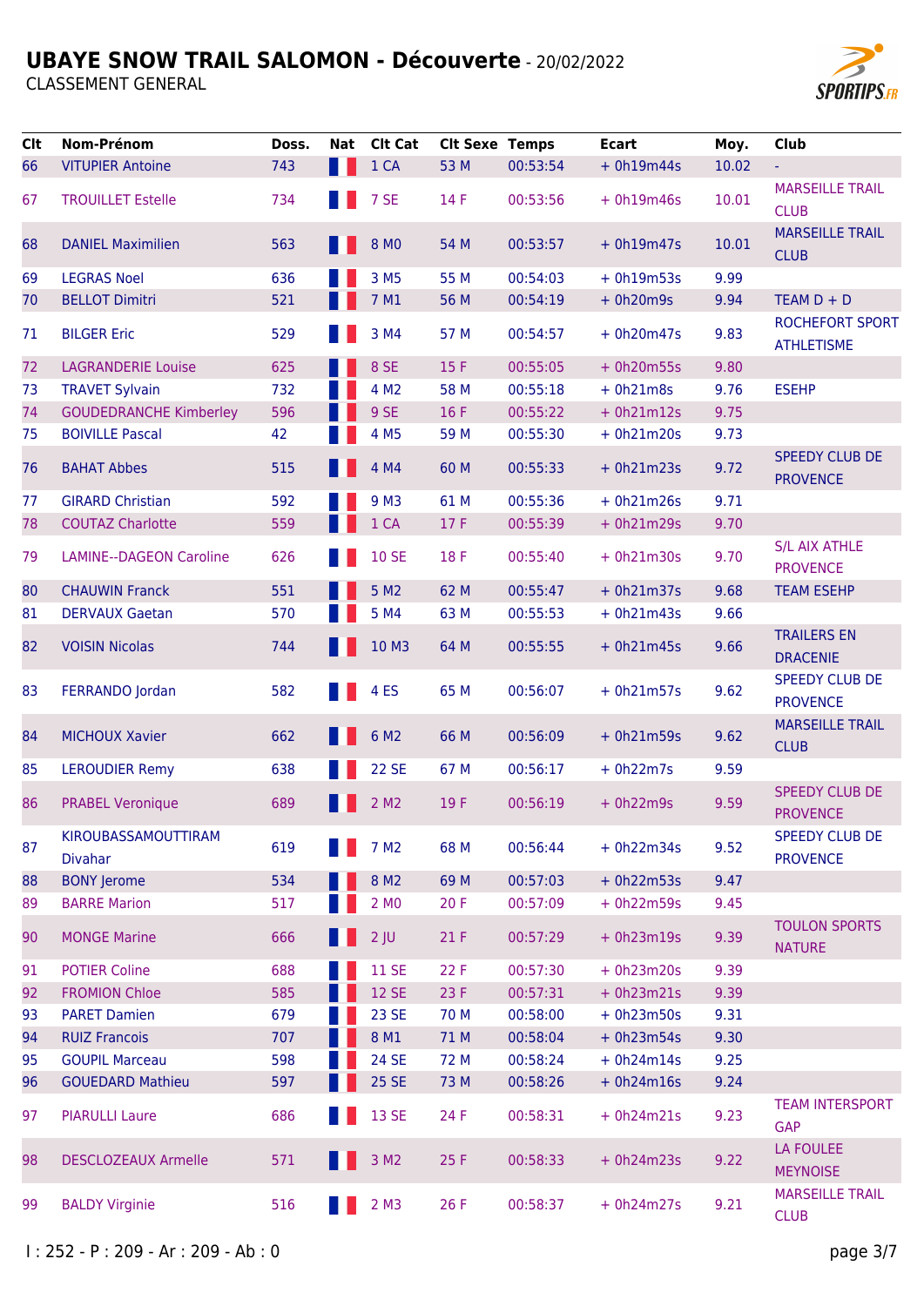# UBAYE SNOW TRAIL SALOMON - Découverte - 20/02/2022

CLASSEMENT GENERAL

| Clt | Nom-Prénom | Doss. | Nat | Clt Cat | Clt Sexe | Temps | Ecart | Moy. | Club |
|---|---|---|---|---|---|---|---|---|---|
| 66 | VITUPIER Antoine | 743 | | 1 CA | 53 M | 00:53:54 | + 0h19m44s | 10.02 | - |
| 67 | TROUILLET Estelle | 734 | | 7 SE | 14 F | 00:53:56 | + 0h19m46s | 10.01 | MARSEILLE TRAIL CLUB |
| 68 | DANIEL Maximilien | 563 | | 8 M0 | 54 M | 00:53:57 | + 0h19m47s | 10.01 | MARSEILLE TRAIL CLUB |
| 69 | LEGRAS Noel | 636 | | 3 M5 | 55 M | 00:54:03 | + 0h19m53s | 9.99 | |
| 70 | BELLOT Dimitri | 521 | | 7 M1 | 56 M | 00:54:19 | + 0h20m9s | 9.94 | TEAM D + D |
| 71 | BILGER Eric | 529 | | 3 M4 | 57 M | 00:54:57 | + 0h20m47s | 9.83 | ROCHEFORT SPORT ATHLETISME |
| 72 | LAGRANDERIE Louise | 625 | | 8 SE | 15 F | 00:55:05 | + 0h20m55s | 9.80 | |
| 73 | TRAVET Sylvain | 732 | | 4 M2 | 58 M | 00:55:18 | + 0h21m8s | 9.76 | ESEHP |
| 74 | GOUDEDRANCHE Kimberley | 596 | | 9 SE | 16 F | 00:55:22 | + 0h21m12s | 9.75 | |
| 75 | BOIVILLE Pascal | 42 | | 4 M5 | 59 M | 00:55:30 | + 0h21m20s | 9.73 | |
| 76 | BAHAT Abbes | 515 | | 4 M4 | 60 M | 00:55:33 | + 0h21m23s | 9.72 | SPEEDY CLUB DE PROVENCE |
| 77 | GIRARD Christian | 592 | | 9 M3 | 61 M | 00:55:36 | + 0h21m26s | 9.71 | |
| 78 | COUTAZ Charlotte | 559 | | 1 CA | 17 F | 00:55:39 | + 0h21m29s | 9.70 | |
| 79 | LAMINE--DAGEON Caroline | 626 | | 10 SE | 18 F | 00:55:40 | + 0h21m30s | 9.70 | S/L AIX ATHLE PROVENCE |
| 80 | CHAUWIN Franck | 551 | | 5 M2 | 62 M | 00:55:47 | + 0h21m37s | 9.68 | TEAM ESEHP |
| 81 | DERVAUX Gaetan | 570 | | 5 M4 | 63 M | 00:55:53 | + 0h21m43s | 9.66 | |
| 82 | VOISIN Nicolas | 744 | | 10 M3 | 64 M | 00:55:55 | + 0h21m45s | 9.66 | TRAILERS EN DRACENIE |
| 83 | FERRANDO Jordan | 582 | | 4 ES | 65 M | 00:56:07 | + 0h21m57s | 9.62 | SPEEDY CLUB DE PROVENCE |
| 84 | MICHOUX Xavier | 662 | | 6 M2 | 66 M | 00:56:09 | + 0h21m59s | 9.62 | MARSEILLE TRAIL CLUB |
| 85 | LEROUDIER Remy | 638 | | 22 SE | 67 M | 00:56:17 | + 0h22m7s | 9.59 | |
| 86 | PRABEL Veronique | 689 | | 2 M2 | 19 F | 00:56:19 | + 0h22m9s | 9.59 | SPEEDY CLUB DE PROVENCE |
| 87 | KIROUBASSAMOUTTIRAM Divahar | 619 | | 7 M2 | 68 M | 00:56:44 | + 0h22m34s | 9.52 | SPEEDY CLUB DE PROVENCE |
| 88 | BONY Jerome | 534 | | 8 M2 | 69 M | 00:57:03 | + 0h22m53s | 9.47 | |
| 89 | BARRE Marion | 517 | | 2 M0 | 20 F | 00:57:09 | + 0h22m59s | 9.45 | |
| 90 | MONGE Marine | 666 | | 2 JU | 21 F | 00:57:29 | + 0h23m19s | 9.39 | TOULON SPORTS NATURE |
| 91 | POTIER Coline | 688 | | 11 SE | 22 F | 00:57:30 | + 0h23m20s | 9.39 | |
| 92 | FROMION Chloe | 585 | | 12 SE | 23 F | 00:57:31 | + 0h23m21s | 9.39 | |
| 93 | PARET Damien | 679 | | 23 SE | 70 M | 00:58:00 | + 0h23m50s | 9.31 | |
| 94 | RUIZ Francois | 707 | | 8 M1 | 71 M | 00:58:04 | + 0h23m54s | 9.30 | |
| 95 | GOUPIL Marceau | 598 | | 24 SE | 72 M | 00:58:24 | + 0h24m14s | 9.25 | |
| 96 | GOUEDARD Mathieu | 597 | | 25 SE | 73 M | 00:58:26 | + 0h24m16s | 9.24 | |
| 97 | PIARULLI Laure | 686 | | 13 SE | 24 F | 00:58:31 | + 0h24m21s | 9.23 | TEAM INTERSPORT GAP |
| 98 | DESCLOZEAUX Armelle | 571 | | 3 M2 | 25 F | 00:58:33 | + 0h24m23s | 9.22 | LA FOULEE MEYNOISE |
| 99 | BALDY Virginie | 516 | | 2 M3 | 26 F | 00:58:37 | + 0h24m27s | 9.21 | MARSEILLE TRAIL CLUB |

I : 252 - P : 209 - Ar : 209 - Ab : 0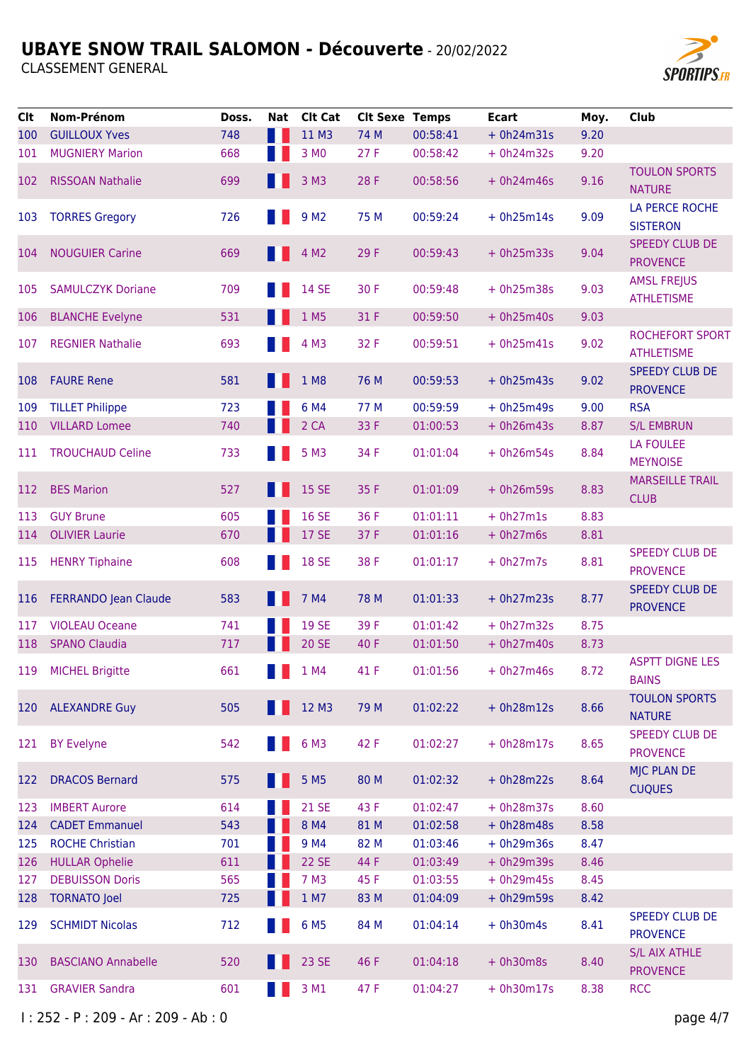# UBAYE SNOW TRAIL SALOMON - Découverte - 20/02/2022

CLASSEMENT GENERAL

| Clt | Nom-Prénom | Doss. | Nat | Clt Cat | Clt Sexe | Temps | Ecart | Moy. | Club |
|---|---|---|---|---|---|---|---|---|---|
| 100 | GUILLOUX Yves | 748 | | 11 M3 | 74 M | 00:58:41 | + 0h24m31s | 9.20 | |
| 101 | MUGNIERY Marion | 668 | | 3 M0 | 27 F | 00:58:42 | + 0h24m32s | 9.20 | |
| 102 | RISSOAN Nathalie | 699 | | 3 M3 | 28 F | 00:58:56 | + 0h24m46s | 9.16 | TOULON SPORTS NATURE |
| 103 | TORRES Gregory | 726 | | 9 M2 | 75 M | 00:59:24 | + 0h25m14s | 9.09 | LA PERCE ROCHE SISTERON |
| 104 | NOUGUIER Carine | 669 | | 4 M2 | 29 F | 00:59:43 | + 0h25m33s | 9.04 | SPEEDY CLUB DE PROVENCE |
| 105 | SAMULCZYK Doriane | 709 | | 14 SE | 30 F | 00:59:48 | + 0h25m38s | 9.03 | AMSL FREJUS ATHLETISME |
| 106 | BLANCHE Evelyne | 531 | | 1 M5 | 31 F | 00:59:50 | + 0h25m40s | 9.03 | |
| 107 | REGNIER Nathalie | 693 | | 4 M3 | 32 F | 00:59:51 | + 0h25m41s | 9.02 | ROCHEFORT SPORT ATHLETISME |
| 108 | FAURE Rene | 581 | | 1 M8 | 76 M | 00:59:53 | + 0h25m43s | 9.02 | SPEEDY CLUB DE PROVENCE |
| 109 | TILLET Philippe | 723 | | 6 M4 | 77 M | 00:59:59 | + 0h25m49s | 9.00 | RSA |
| 110 | VILLARD Lomee | 740 | | 2 CA | 33 F | 01:00:53 | + 0h26m43s | 8.87 | S/L EMBRUN |
| 111 | TROUCHAUD Celine | 733 | | 5 M3 | 34 F | 01:01:04 | + 0h26m54s | 8.84 | LA FOULEE MEYNOISE |
| 112 | BES Marion | 527 | | 15 SE | 35 F | 01:01:09 | + 0h26m59s | 8.83 | MARSEILLE TRAIL CLUB |
| 113 | GUY Brune | 605 | | 16 SE | 36 F | 01:01:11 | + 0h27m1s | 8.83 | |
| 114 | OLIVIER Laurie | 670 | | 17 SE | 37 F | 01:01:16 | + 0h27m6s | 8.81 | |
| 115 | HENRY Tiphaine | 608 | | 18 SE | 38 F | 01:01:17 | + 0h27m7s | 8.81 | SPEEDY CLUB DE PROVENCE |
| 116 | FERRANDO Jean Claude | 583 | | 7 M4 | 78 M | 01:01:33 | + 0h27m23s | 8.77 | SPEEDY CLUB DE PROVENCE |
| 117 | VIOLEAU Oceane | 741 | | 19 SE | 39 F | 01:01:42 | + 0h27m32s | 8.75 | |
| 118 | SPANO Claudia | 717 | | 20 SE | 40 F | 01:01:50 | + 0h27m40s | 8.73 | |
| 119 | MICHEL Brigitte | 661 | | 1 M4 | 41 F | 01:01:56 | + 0h27m46s | 8.72 | ASPTT DIGNE LES BAINS |
| 120 | ALEXANDRE Guy | 505 | | 12 M3 | 79 M | 01:02:22 | + 0h28m12s | 8.66 | TOULON SPORTS NATURE |
| 121 | BY Evelyne | 542 | | 6 M3 | 42 F | 01:02:27 | + 0h28m17s | 8.65 | SPEEDY CLUB DE PROVENCE |
| 122 | DRACOS Bernard | 575 | | 5 M5 | 80 M | 01:02:32 | + 0h28m22s | 8.64 | MJC PLAN DE CUQUES |
| 123 | IMBERT Aurore | 614 | | 21 SE | 43 F | 01:02:47 | + 0h28m37s | 8.60 | |
| 124 | CADET Emmanuel | 543 | | 8 M4 | 81 M | 01:02:58 | + 0h28m48s | 8.58 | |
| 125 | ROCHE Christian | 701 | | 9 M4 | 82 M | 01:03:46 | + 0h29m36s | 8.47 | |
| 126 | HULLAR Ophelie | 611 | | 22 SE | 44 F | 01:03:49 | + 0h29m39s | 8.46 | |
| 127 | DEBUISSON Doris | 565 | | 7 M3 | 45 F | 01:03:55 | + 0h29m45s | 8.45 | |
| 128 | TORNATO Joel | 725 | | 1 M7 | 83 M | 01:04:09 | + 0h29m59s | 8.42 | |
| 129 | SCHMIDT Nicolas | 712 | | 6 M5 | 84 M | 01:04:14 | + 0h30m4s | 8.41 | SPEEDY CLUB DE PROVENCE |
| 130 | BASCIANO Annabelle | 520 | | 23 SE | 46 F | 01:04:18 | + 0h30m8s | 8.40 | S/L AIX ATHLE PROVENCE |
| 131 | GRAVIER Sandra | 601 | | 3 M1 | 47 F | 01:04:27 | + 0h30m17s | 8.38 | RCC |

I : 252 - P : 209 - Ar : 209 - Ab : 0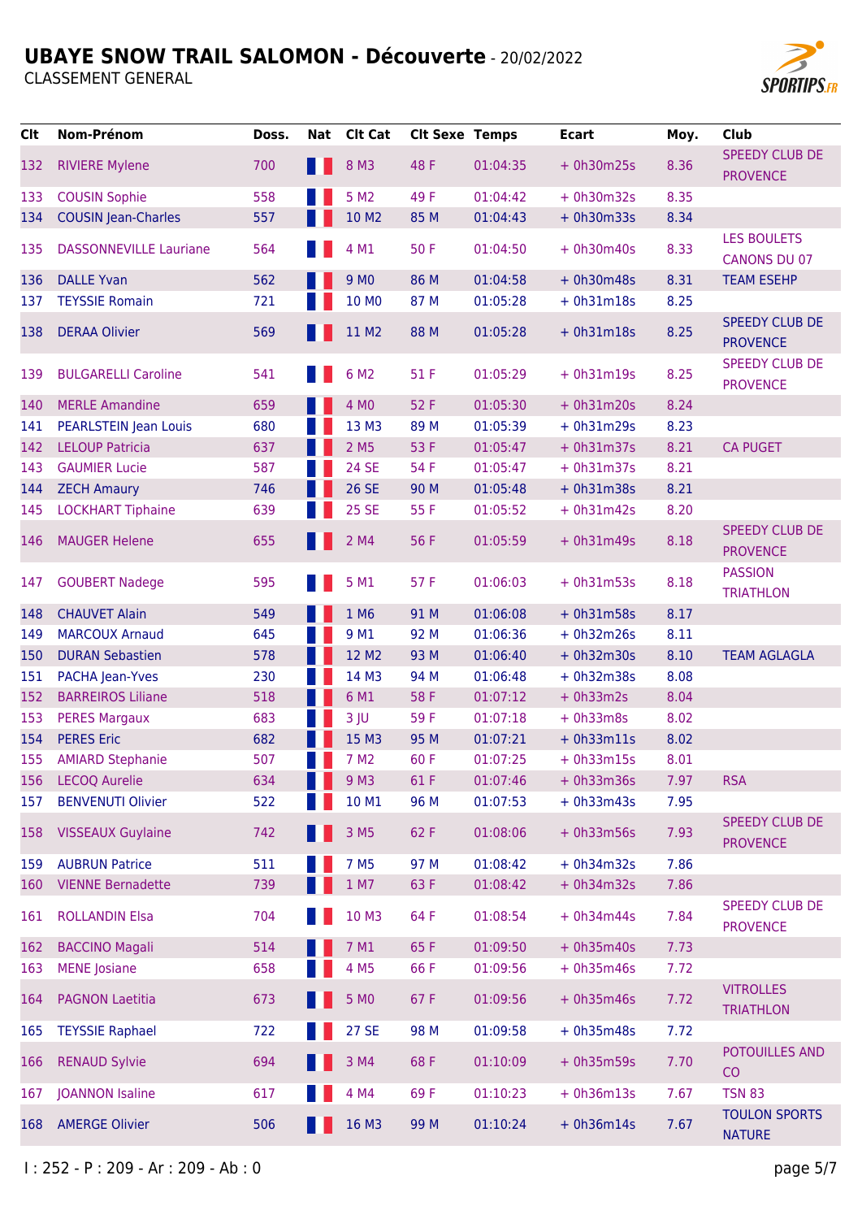# UBAYE SNOW TRAIL SALOMON - Découverte - 20/02/2022

CLASSEMENT GENERAL

| Clt | Nom-Prénom | Doss. | Nat | Clt Cat | Clt Sexe | Temps | Ecart | Moy. | Club |
|---|---|---|---|---|---|---|---|---|---|
| 132 | RIVIERE Mylene | 700 | | 8 M3 | 48 F | 01:04:35 | + 0h30m25s | 8.36 | SPEEDY CLUB DE PROVENCE |
| 133 | COUSIN Sophie | 558 | | 5 M2 | 49 F | 01:04:42 | + 0h30m32s | 8.35 | |
| 134 | COUSIN Jean-Charles | 557 | | 10 M2 | 85 M | 01:04:43 | + 0h30m33s | 8.34 | |
| 135 | DASSONNEVILLE Lauriane | 564 | | 4 M1 | 50 F | 01:04:50 | + 0h30m40s | 8.33 | LES BOULETS CANONS DU 07 |
| 136 | DALLE Yvan | 562 | | 9 M0 | 86 M | 01:04:58 | + 0h30m48s | 8.31 | TEAM ESEHP |
| 137 | TEYSSIE Romain | 721 | | 10 M0 | 87 M | 01:05:28 | + 0h31m18s | 8.25 | |
| 138 | DERAA Olivier | 569 | | 11 M2 | 88 M | 01:05:28 | + 0h31m18s | 8.25 | SPEEDY CLUB DE PROVENCE |
| 139 | BULGARELLI Caroline | 541 | | 6 M2 | 51 F | 01:05:29 | + 0h31m19s | 8.25 | SPEEDY CLUB DE PROVENCE |
| 140 | MERLE Amandine | 659 | | 4 M0 | 52 F | 01:05:30 | + 0h31m20s | 8.24 | |
| 141 | PEARLSTEIN Jean Louis | 680 | | 13 M3 | 89 M | 01:05:39 | + 0h31m29s | 8.23 | |
| 142 | LELOUP Patricia | 637 | | 2 M5 | 53 F | 01:05:47 | + 0h31m37s | 8.21 | CA PUGET |
| 143 | GAUMIER Lucie | 587 | | 24 SE | 54 F | 01:05:47 | + 0h31m37s | 8.21 | |
| 144 | ZECH Amaury | 746 | | 26 SE | 90 M | 01:05:48 | + 0h31m38s | 8.21 | |
| 145 | LOCKHART Tiphaine | 639 | | 25 SE | 55 F | 01:05:52 | + 0h31m42s | 8.20 | |
| 146 | MAUGER Helene | 655 | | 2 M4 | 56 F | 01:05:59 | + 0h31m49s | 8.18 | SPEEDY CLUB DE PROVENCE |
| 147 | GOUBERT Nadege | 595 | | 5 M1 | 57 F | 01:06:03 | + 0h31m53s | 8.18 | PASSION TRIATHLON |
| 148 | CHAUVET Alain | 549 | | 1 M6 | 91 M | 01:06:08 | + 0h31m58s | 8.17 | |
| 149 | MARCOUX Arnaud | 645 | | 9 M1 | 92 M | 01:06:36 | + 0h32m26s | 8.11 | |
| 150 | DURAN Sebastien | 578 | | 12 M2 | 93 M | 01:06:40 | + 0h32m30s | 8.10 | TEAM AGLAGLA |
| 151 | PACHA Jean-Yves | 230 | | 14 M3 | 94 M | 01:06:48 | + 0h32m38s | 8.08 | |
| 152 | BARREIROS Liliane | 518 | | 6 M1 | 58 F | 01:07:12 | + 0h33m2s | 8.04 | |
| 153 | PERES Margaux | 683 | | 3 JU | 59 F | 01:07:18 | + 0h33m8s | 8.02 | |
| 154 | PERES Eric | 682 | | 15 M3 | 95 M | 01:07:21 | + 0h33m11s | 8.02 | |
| 155 | AMIARD Stephanie | 507 | | 7 M2 | 60 F | 01:07:25 | + 0h33m15s | 8.01 | |
| 156 | LECOQ Aurelie | 634 | | 9 M3 | 61 F | 01:07:46 | + 0h33m36s | 7.97 | RSA |
| 157 | BENVENUTI Olivier | 522 | | 10 M1 | 96 M | 01:07:53 | + 0h33m43s | 7.95 | |
| 158 | VISSEAUX Guylaine | 742 | | 3 M5 | 62 F | 01:08:06 | + 0h33m56s | 7.93 | SPEEDY CLUB DE PROVENCE |
| 159 | AUBRUN Patrice | 511 | | 7 M5 | 97 M | 01:08:42 | + 0h34m32s | 7.86 | |
| 160 | VIENNE Bernadette | 739 | | 1 M7 | 63 F | 01:08:42 | + 0h34m32s | 7.86 | |
| 161 | ROLLANDIN Elsa | 704 | | 10 M3 | 64 F | 01:08:54 | + 0h34m44s | 7.84 | SPEEDY CLUB DE PROVENCE |
| 162 | BACCINO Magali | 514 | | 7 M1 | 65 F | 01:09:50 | + 0h35m40s | 7.73 | |
| 163 | MENE Josiane | 658 | | 4 M5 | 66 F | 01:09:56 | + 0h35m46s | 7.72 | |
| 164 | PAGNON Laetitia | 673 | | 5 M0 | 67 F | 01:09:56 | + 0h35m46s | 7.72 | VITROLLES TRIATHLON |
| 165 | TEYSSIE Raphael | 722 | | 27 SE | 98 M | 01:09:58 | + 0h35m48s | 7.72 | |
| 166 | RENAUD Sylvie | 694 | | 3 M4 | 68 F | 01:10:09 | + 0h35m59s | 7.70 | POTOUILLES AND CO |
| 167 | JOANNON Isaline | 617 | | 4 M4 | 69 F | 01:10:23 | + 0h36m13s | 7.67 | TSN 83 |
| 168 | AMERGE Olivier | 506 | | 16 M3 | 99 M | 01:10:24 | + 0h36m14s | 7.67 | TOULON SPORTS NATURE |

I : 252 - P : 209 - Ar : 209 - Ab : 0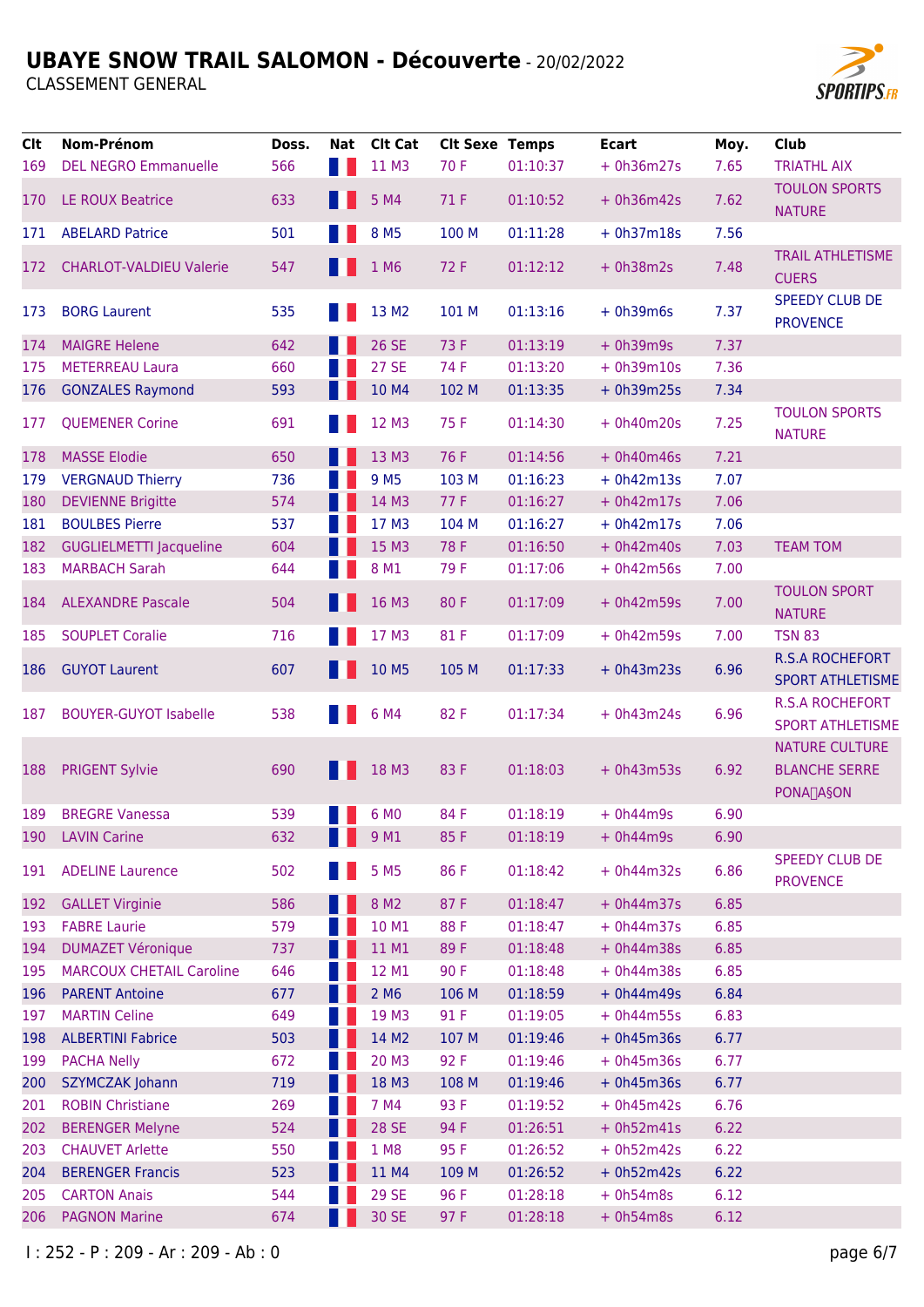# UBAYE SNOW TRAIL SALOMON - Découverte - 20/02/2022

CLASSEMENT GENERAL

| Clt | Nom-Prénom | Doss. | Nat | Clt Cat | Clt Sexe | Temps | Ecart | Moy. | Club |
|---|---|---|---|---|---|---|---|---|---|
| 169 | DEL NEGRO Emmanuelle | 566 | | 11 M3 | 70 F | 01:10:37 | + 0h36m27s | 7.65 | TRIATHL AIX |
| 170 | LE ROUX Beatrice | 633 | | 5 M4 | 71 F | 01:10:52 | + 0h36m42s | 7.62 | TOULON SPORTS NATURE |
| 171 | ABELARD Patrice | 501 | | 8 M5 | 100 M | 01:11:28 | + 0h37m18s | 7.56 | |
| 172 | CHARLOT-VALDIEU Valerie | 547 | | 1 M6 | 72 F | 01:12:12 | + 0h38m2s | 7.48 | TRAIL ATHLETISME CUERS |
| 173 | BORG Laurent | 535 | | 13 M2 | 101 M | 01:13:16 | + 0h39m6s | 7.37 | SPEEDY CLUB DE PROVENCE |
| 174 | MAIGRE Helene | 642 | | 26 SE | 73 F | 01:13:19 | + 0h39m9s | 7.37 | |
| 175 | METERREAU Laura | 660 | | 27 SE | 74 F | 01:13:20 | + 0h39m10s | 7.36 | |
| 176 | GONZALES Raymond | 593 | | 10 M4 | 102 M | 01:13:35 | + 0h39m25s | 7.34 | |
| 177 | QUEMENER Corine | 691 | | 12 M3 | 75 F | 01:14:30 | + 0h40m20s | 7.25 | TOULON SPORTS NATURE |
| 178 | MASSE Elodie | 650 | | 13 M3 | 76 F | 01:14:56 | + 0h40m46s | 7.21 | |
| 179 | VERGNAUD Thierry | 736 | | 9 M5 | 103 M | 01:16:23 | + 0h42m13s | 7.07 | |
| 180 | DEVIENNE Brigitte | 574 | | 14 M3 | 77 F | 01:16:27 | + 0h42m17s | 7.06 | |
| 181 | BOULBES Pierre | 537 | | 17 M3 | 104 M | 01:16:27 | + 0h42m17s | 7.06 | |
| 182 | GUGLIELMETTI Jacqueline | 604 | | 15 M3 | 78 F | 01:16:50 | + 0h42m40s | 7.03 | TEAM TOM |
| 183 | MARBACH Sarah | 644 | | 8 M1 | 79 F | 01:17:06 | + 0h42m56s | 7.00 | |
| 184 | ALEXANDRE Pascale | 504 | | 16 M3 | 80 F | 01:17:09 | + 0h42m59s | 7.00 | TOULON SPORT NATURE |
| 185 | SOUPLET Coralie | 716 | | 17 M3 | 81 F | 01:17:09 | + 0h42m59s | 7.00 | TSN 83 |
| 186 | GUYOT Laurent | 607 | | 10 M5 | 105 M | 01:17:33 | + 0h43m23s | 6.96 | R.S.A ROCHEFORT SPORT ATHLETISME |
| 187 | BOUYER-GUYOT Isabelle | 538 | | 6 M4 | 82 F | 01:17:34 | + 0h43m24s | 6.96 | R.S.A ROCHEFORT SPORT ATHLETISME |
| 188 | PRIGENT Sylvie | 690 | | 18 M3 | 83 F | 01:18:03 | + 0h43m53s | 6.92 | NATURE CULTURE BLANCHE SERRE PONAA§ON |
| 189 | BREGRE Vanessa | 539 | | 6 M0 | 84 F | 01:18:19 | + 0h44m9s | 6.90 | |
| 190 | LAVIN Carine | 632 | | 9 M1 | 85 F | 01:18:19 | + 0h44m9s | 6.90 | |
| 191 | ADELINE Laurence | 502 | | 5 M5 | 86 F | 01:18:42 | + 0h44m32s | 6.86 | SPEEDY CLUB DE PROVENCE |
| 192 | GALLET Virginie | 586 | | 8 M2 | 87 F | 01:18:47 | + 0h44m37s | 6.85 | |
| 193 | FABRE Laurie | 579 | | 10 M1 | 88 F | 01:18:47 | + 0h44m37s | 6.85 | |
| 194 | DUMAZET Véronique | 737 | | 11 M1 | 89 F | 01:18:48 | + 0h44m38s | 6.85 | |
| 195 | MARCOUX CHETAIL Caroline | 646 | | 12 M1 | 90 F | 01:18:48 | + 0h44m38s | 6.85 | |
| 196 | PARENT Antoine | 677 | | 2 M6 | 106 M | 01:18:59 | + 0h44m49s | 6.84 | |
| 197 | MARTIN Celine | 649 | | 19 M3 | 91 F | 01:19:05 | + 0h44m55s | 6.83 | |
| 198 | ALBERTINI Fabrice | 503 | | 14 M2 | 107 M | 01:19:46 | + 0h45m36s | 6.77 | |
| 199 | PACHA Nelly | 672 | | 20 M3 | 92 F | 01:19:46 | + 0h45m36s | 6.77 | |
| 200 | SZYMCZAK Johann | 719 | | 18 M3 | 108 M | 01:19:46 | + 0h45m36s | 6.77 | |
| 201 | ROBIN Christiane | 269 | | 7 M4 | 93 F | 01:19:52 | + 0h45m42s | 6.76 | |
| 202 | BERENGER Melyne | 524 | | 28 SE | 94 F | 01:26:51 | + 0h52m41s | 6.22 | |
| 203 | CHAUVET Arlette | 550 | | 1 M8 | 95 F | 01:26:52 | + 0h52m42s | 6.22 | |
| 204 | BERENGER Francis | 523 | | 11 M4 | 109 M | 01:26:52 | + 0h52m42s | 6.22 | |
| 205 | CARTON Anais | 544 | | 29 SE | 96 F | 01:28:18 | + 0h54m8s | 6.12 | |
| 206 | PAGNON Marine | 674 | | 30 SE | 97 F | 01:28:18 | + 0h54m8s | 6.12 | |

I : 252 - P : 209 - Ar : 209 - Ab : 0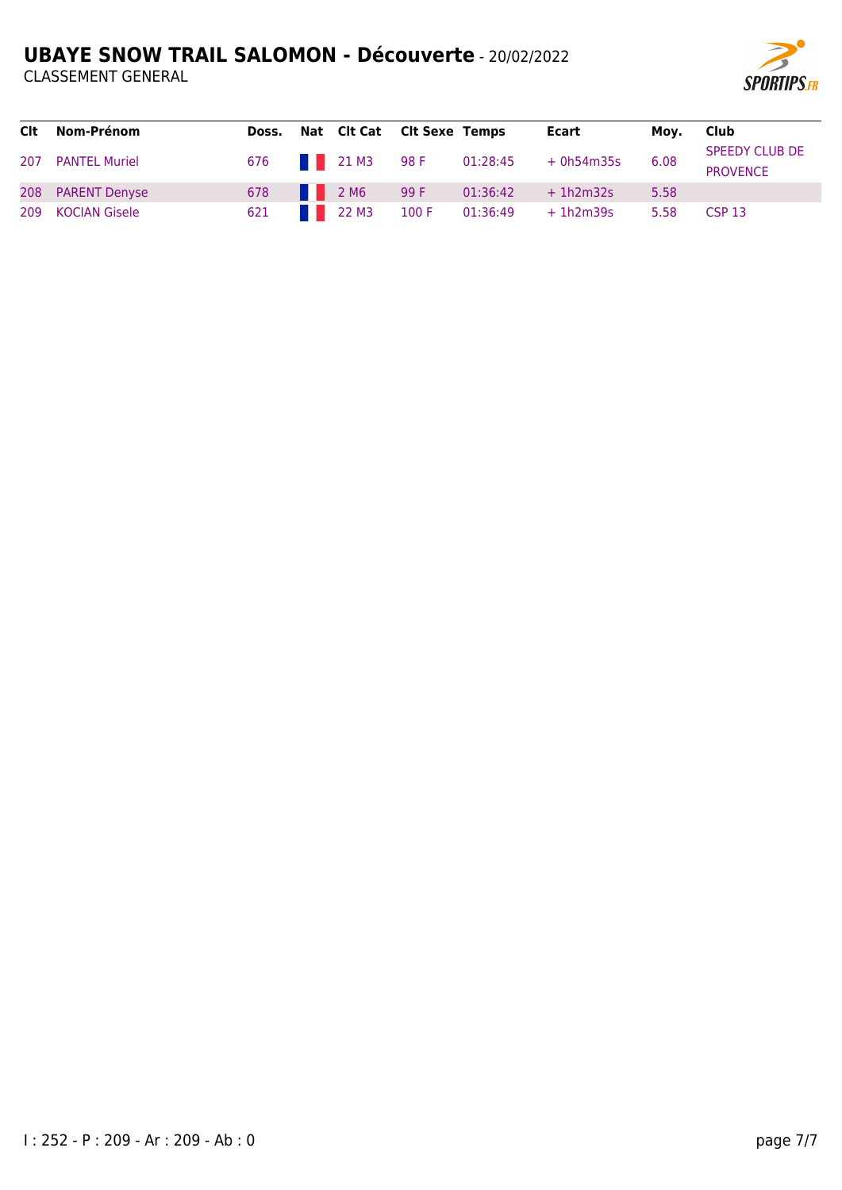# UBAYE SNOW TRAIL SALOMON - Découverte - 20/02/2022

CLASSEMENT GENERAL

| Clt | Nom-Prénom | Doss. | Nat | Clt Cat | Clt Sexe | Temps | Ecart | Moy. | Club |
|---|---|---|---|---|---|---|---|---|---|
| 207 | PANTEL Muriel | 676 | | 21 M3 | 98 F | 01:28:45 | + 0h54m35s | 6.08 | SPEEDY CLUB DE PROVENCE |
| 208 | PARENT Denyse | 678 | | 2 M6 | 99 F | 01:36:42 | + 1h2m32s | 5.58 | |
| 209 | KOCIAN Gisele | 621 | | 22 M3 | 100 F | 01:36:49 | + 1h2m39s | 5.58 | CSP 13 |

I : 252 - P : 209 - Ar : 209 - Ab : 0